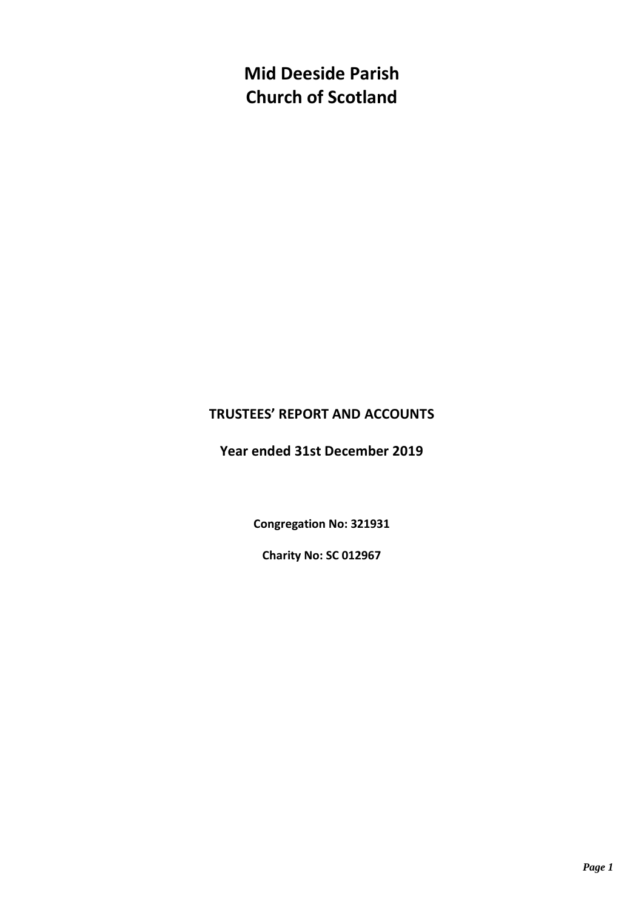# Mid Deeside Parish
# Church of Scotland

**TRUSTEES' REPORT AND ACCOUNTS**

**Year ended 31st December 2019**

**Congregation No: 321931**

**Charity No: SC 012967**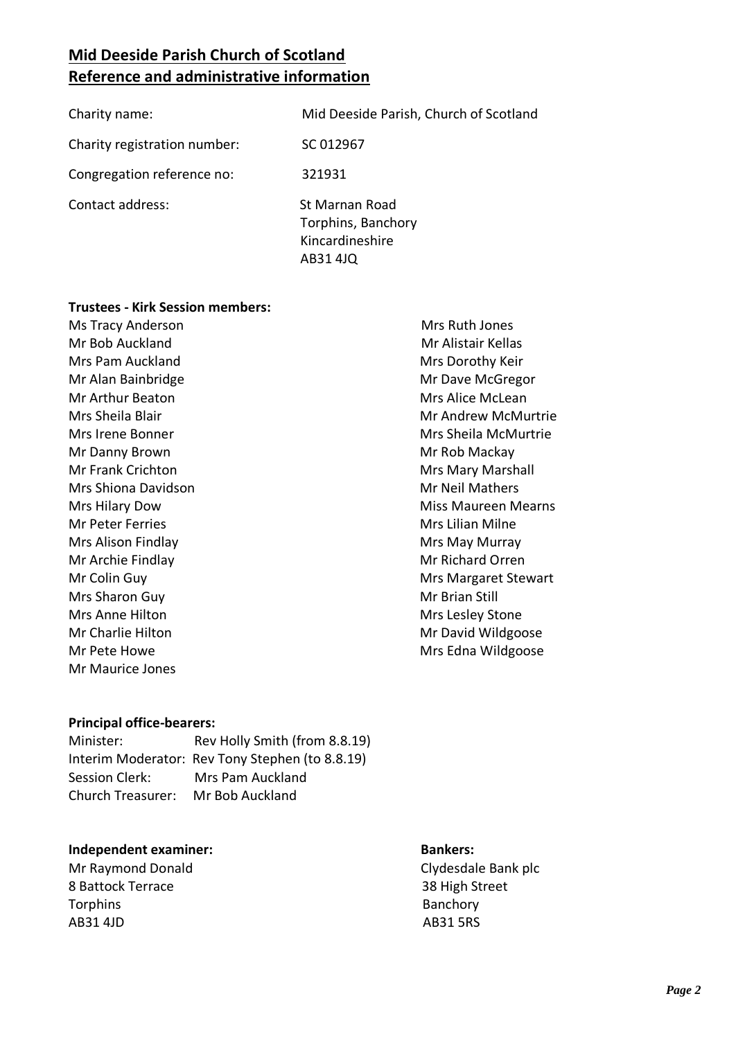# Mid Deeside Parish Church of Scotland
# Reference and administrative information

| | |
|---|---|
| Charity name: | Mid Deeside Parish, Church of Scotland |
| Charity registration number: | SC 012967 |
| Congregation reference no: | 321931 |
| Contact address: | St Marnan Road<br>Torphins, Banchory<br>Kincardineshire<br>AB31 4JQ |

**Trustees - Kirk Session members:**

Ms Tracy Anderson
Mr Bob Auckland
Mrs Pam Auckland
Mr Alan Bainbridge
Mr Arthur Beaton
Mrs Sheila Blair
Mrs Irene Bonner
Mr Danny Brown
Mr Frank Crichton
Mrs Shiona Davidson
Mrs Hilary Dow
Mr Peter Ferries
Mrs Alison Findlay
Mr Archie Findlay
Mr Colin Guy
Mrs Sharon Guy
Mrs Anne Hilton
Mr Charlie Hilton
Mr Pete Howe
Mr Maurice Jones
Mrs Ruth Jones
Mr Alistair Kellas
Mrs Dorothy Keir
Mr Dave McGregor
Mrs Alice McLean
Mr Andrew McMurtrie
Mrs Sheila McMurtrie
Mr Rob Mackay
Mrs Mary Marshall
Mr Neil Mathers
Miss Maureen Mearns
Mrs Lilian Milne
Mrs May Murray
Mr Richard Orren
Mrs Margaret Stewart
Mr Brian Still
Mrs Lesley Stone
Mr David Wildgoose
Mrs Edna Wildgoose

**Principal office-bearers:**

| | |
|---|---|
| Minister: | Rev Holly Smith (from 8.8.19) |
| Interim Moderator: | Rev Tony Stephen (to 8.8.19) |
| Session Clerk: | Mrs Pam Auckland |
| Church Treasurer: | Mr Bob Auckland |

**Independent examiner:**

Mr Raymond Donald
8 Battock Terrace
Torphins
AB31 4JD

**Bankers:**

Clydesdale Bank plc
38 High Street
Banchory
AB31 5RS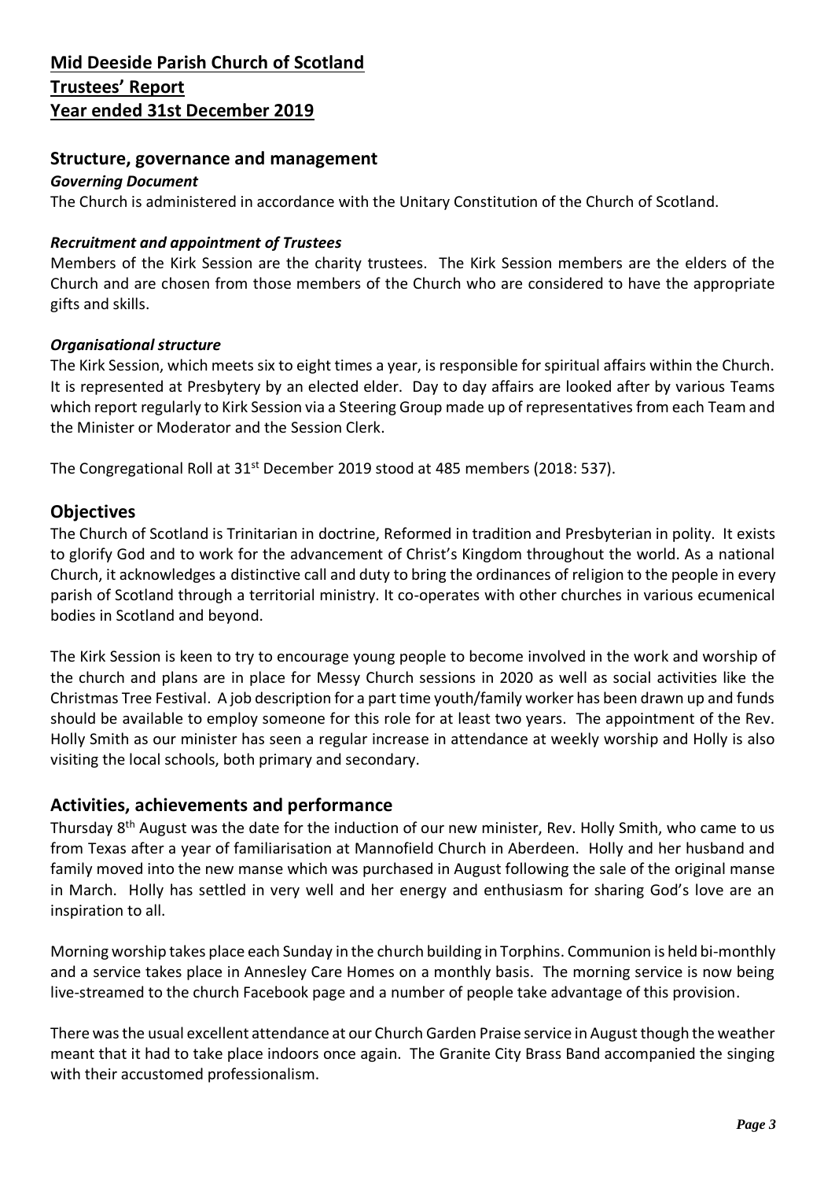# Mid Deeside Parish Church of Scotland
# Trustees' Report
# Year ended 31st December 2019

## Structure, governance and management

### *Governing Document*

The Church is administered in accordance with the Unitary Constitution of the Church of Scotland.

### *Recruitment and appointment of Trustees*

Members of the Kirk Session are the charity trustees. The Kirk Session members are the elders of the Church and are chosen from those members of the Church who are considered to have the appropriate gifts and skills.

### *Organisational structure*

The Kirk Session, which meets six to eight times a year, is responsible for spiritual affairs within the Church. It is represented at Presbytery by an elected elder. Day to day affairs are looked after by various Teams which report regularly to Kirk Session via a Steering Group made up of representatives from each Team and the Minister or Moderator and the Session Clerk.

The Congregational Roll at 31st December 2019 stood at 485 members (2018: 537).

## Objectives

The Church of Scotland is Trinitarian in doctrine, Reformed in tradition and Presbyterian in polity. It exists to glorify God and to work for the advancement of Christ's Kingdom throughout the world. As a national Church, it acknowledges a distinctive call and duty to bring the ordinances of religion to the people in every parish of Scotland through a territorial ministry. It co-operates with other churches in various ecumenical bodies in Scotland and beyond.

The Kirk Session is keen to try to encourage young people to become involved in the work and worship of the church and plans are in place for Messy Church sessions in 2020 as well as social activities like the Christmas Tree Festival. A job description for a part time youth/family worker has been drawn up and funds should be available to employ someone for this role for at least two years. The appointment of the Rev. Holly Smith as our minister has seen a regular increase in attendance at weekly worship and Holly is also visiting the local schools, both primary and secondary.

## Activities, achievements and performance

Thursday 8th August was the date for the induction of our new minister, Rev. Holly Smith, who came to us from Texas after a year of familiarisation at Mannofield Church in Aberdeen. Holly and her husband and family moved into the new manse which was purchased in August following the sale of the original manse in March. Holly has settled in very well and her energy and enthusiasm for sharing God's love are an inspiration to all.

Morning worship takes place each Sunday in the church building in Torphins. Communion is held bi-monthly and a service takes place in Annesley Care Homes on a monthly basis. The morning service is now being live-streamed to the church Facebook page and a number of people take advantage of this provision.

There was the usual excellent attendance at our Church Garden Praise service in August though the weather meant that it had to take place indoors once again. The Granite City Brass Band accompanied the singing with their accustomed professionalism.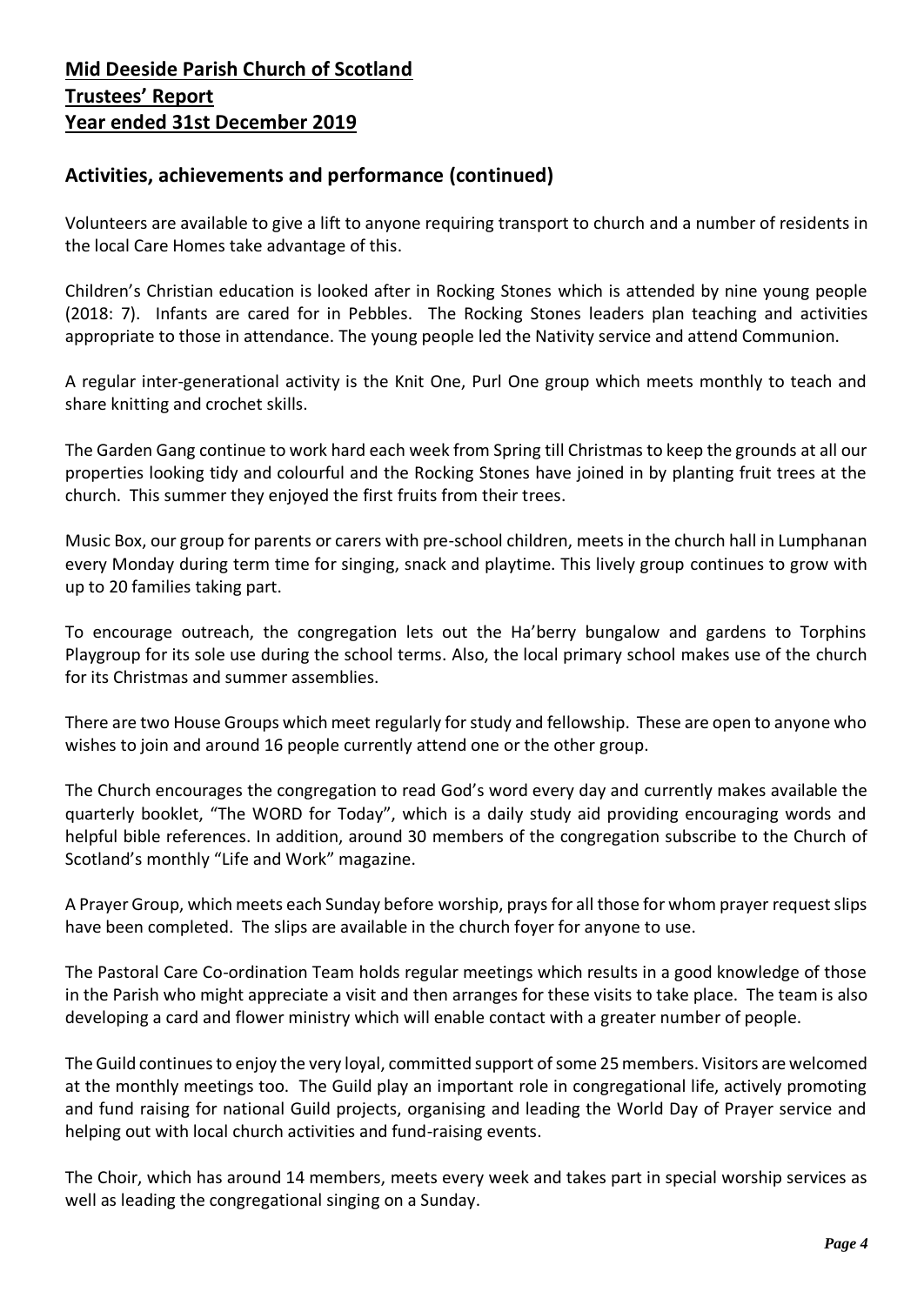# Mid Deeside Parish Church of Scotland
# Trustees' Report
# Year ended 31st December 2019

## Activities, achievements and performance (continued)

Volunteers are available to give a lift to anyone requiring transport to church and a number of residents in the local Care Homes take advantage of this.

Children's Christian education is looked after in Rocking Stones which is attended by nine young people (2018: 7). Infants are cared for in Pebbles. The Rocking Stones leaders plan teaching and activities appropriate to those in attendance. The young people led the Nativity service and attend Communion.

A regular inter-generational activity is the Knit One, Purl One group which meets monthly to teach and share knitting and crochet skills.

The Garden Gang continue to work hard each week from Spring till Christmas to keep the grounds at all our properties looking tidy and colourful and the Rocking Stones have joined in by planting fruit trees at the church. This summer they enjoyed the first fruits from their trees.

Music Box, our group for parents or carers with pre-school children, meets in the church hall in Lumphanan every Monday during term time for singing, snack and playtime. This lively group continues to grow with up to 20 families taking part.

To encourage outreach, the congregation lets out the Ha'berry bungalow and gardens to Torphins Playgroup for its sole use during the school terms. Also, the local primary school makes use of the church for its Christmas and summer assemblies.

There are two House Groups which meet regularly for study and fellowship. These are open to anyone who wishes to join and around 16 people currently attend one or the other group.

The Church encourages the congregation to read God's word every day and currently makes available the quarterly booklet, "The WORD for Today", which is a daily study aid providing encouraging words and helpful bible references. In addition, around 30 members of the congregation subscribe to the Church of Scotland's monthly "Life and Work" magazine.

A Prayer Group, which meets each Sunday before worship, prays for all those for whom prayer request slips have been completed. The slips are available in the church foyer for anyone to use.

The Pastoral Care Co-ordination Team holds regular meetings which results in a good knowledge of those in the Parish who might appreciate a visit and then arranges for these visits to take place. The team is also developing a card and flower ministry which will enable contact with a greater number of people.

The Guild continues to enjoy the very loyal, committed support of some 25 members. Visitors are welcomed at the monthly meetings too. The Guild play an important role in congregational life, actively promoting and fund raising for national Guild projects, organising and leading the World Day of Prayer service and helping out with local church activities and fund-raising events.

The Choir, which has around 14 members, meets every week and takes part in special worship services as well as leading the congregational singing on a Sunday.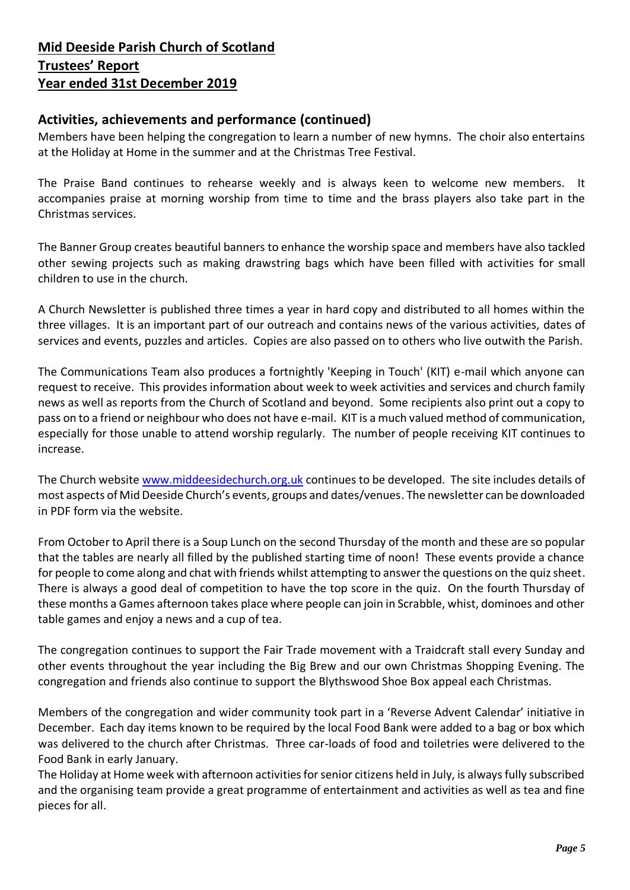**Mid Deeside Parish Church of Scotland**
**Trustees' Report**
**Year ended 31st December 2019**

## Activities, achievements and performance (continued)

Members have been helping the congregation to learn a number of new hymns. The choir also entertains at the Holiday at Home in the summer and at the Christmas Tree Festival.

The Praise Band continues to rehearse weekly and is always keen to welcome new members. It accompanies praise at morning worship from time to time and the brass players also take part in the Christmas services.

The Banner Group creates beautiful banners to enhance the worship space and members have also tackled other sewing projects such as making drawstring bags which have been filled with activities for small children to use in the church.

A Church Newsletter is published three times a year in hard copy and distributed to all homes within the three villages. It is an important part of our outreach and contains news of the various activities, dates of services and events, puzzles and articles. Copies are also passed on to others who live outwith the Parish.

The Communications Team also produces a fortnightly 'Keeping in Touch' (KIT) e-mail which anyone can request to receive. This provides information about week to week activities and services and church family news as well as reports from the Church of Scotland and beyond. Some recipients also print out a copy to pass on to a friend or neighbour who does not have e-mail. KIT is a much valued method of communication, especially for those unable to attend worship regularly. The number of people receiving KIT continues to increase.

The Church website [www.middeesidechurch.org.uk](http://www.middeesidechurch.org.uk) continues to be developed. The site includes details of most aspects of Mid Deeside Church's events, groups and dates/venues. The newsletter can be downloaded in PDF form via the website.

From October to April there is a Soup Lunch on the second Thursday of the month and these are so popular that the tables are nearly all filled by the published starting time of noon! These events provide a chance for people to come along and chat with friends whilst attempting to answer the questions on the quiz sheet. There is always a good deal of competition to have the top score in the quiz. On the fourth Thursday of these months a Games afternoon takes place where people can join in Scrabble, whist, dominoes and other table games and enjoy a news and a cup of tea.

The congregation continues to support the Fair Trade movement with a Traidcraft stall every Sunday and other events throughout the year including the Big Brew and our own Christmas Shopping Evening. The congregation and friends also continue to support the Blythswood Shoe Box appeal each Christmas.

Members of the congregation and wider community took part in a 'Reverse Advent Calendar' initiative in December. Each day items known to be required by the local Food Bank were added to a bag or box which was delivered to the church after Christmas. Three car-loads of food and toiletries were delivered to the Food Bank in early January.

The Holiday at Home week with afternoon activities for senior citizens held in July, is always fully subscribed and the organising team provide a great programme of entertainment and activities as well as tea and fine pieces for all.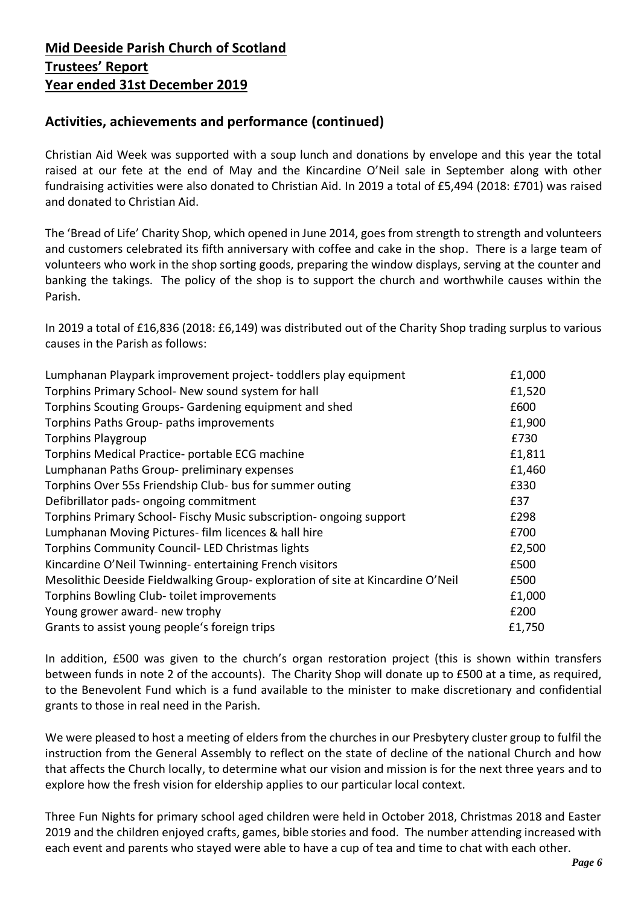**Mid Deeside Parish Church of Scotland**
**Trustees' Report**
**Year ended 31st December 2019**

## Activities, achievements and performance (continued)

Christian Aid Week was supported with a soup lunch and donations by envelope and this year the total raised at our fete at the end of May and the Kincardine O'Neil sale in September along with other fundraising activities were also donated to Christian Aid. In 2019 a total of £5,494 (2018: £701) was raised and donated to Christian Aid.

The 'Bread of Life' Charity Shop, which opened in June 2014, goes from strength to strength and volunteers and customers celebrated its fifth anniversary with coffee and cake in the shop. There is a large team of volunteers who work in the shop sorting goods, preparing the window displays, serving at the counter and banking the takings. The policy of the shop is to support the church and worthwhile causes within the Parish.

In 2019 a total of £16,836 (2018: £6,149) was distributed out of the Charity Shop trading surplus to various causes in the Parish as follows:

| | |
|---|---|
| Lumphanan Playpark improvement project- toddlers play equipment | £1,000 |
| Torphins Primary School- New sound system for hall | £1,520 |
| Torphins Scouting Groups- Gardening equipment and shed | £600 |
| Torphins Paths Group- paths improvements | £1,900 |
| Torphins Playgroup | £730 |
| Torphins Medical Practice- portable ECG machine | £1,811 |
| Lumphanan Paths Group- preliminary expenses | £1,460 |
| Torphins Over 55s Friendship Club- bus for summer outing | £330 |
| Defibrillator pads- ongoing commitment | £37 |
| Torphins Primary School- Fischy Music subscription- ongoing support | £298 |
| Lumphanan Moving Pictures- film licences & hall hire | £700 |
| Torphins Community Council- LED Christmas lights | £2,500 |
| Kincardine O'Neil Twinning- entertaining French visitors | £500 |
| Mesolithic Deeside Fieldwalking Group- exploration of site at Kincardine O'Neil | £500 |
| Torphins Bowling Club- toilet improvements | £1,000 |
| Young grower award- new trophy | £200 |
| Grants to assist young people's foreign trips | £1,750 |

In addition, £500 was given to the church's organ restoration project (this is shown within transfers between funds in note 2 of the accounts). The Charity Shop will donate up to £500 at a time, as required, to the Benevolent Fund which is a fund available to the minister to make discretionary and confidential grants to those in real need in the Parish.

We were pleased to host a meeting of elders from the churches in our Presbytery cluster group to fulfil the instruction from the General Assembly to reflect on the state of decline of the national Church and how that affects the Church locally, to determine what our vision and mission is for the next three years and to explore how the fresh vision for eldership applies to our particular local context.

Three Fun Nights for primary school aged children were held in October 2018, Christmas 2018 and Easter 2019 and the children enjoyed crafts, games, bible stories and food. The number attending increased with each event and parents who stayed were able to have a cup of tea and time to chat with each other.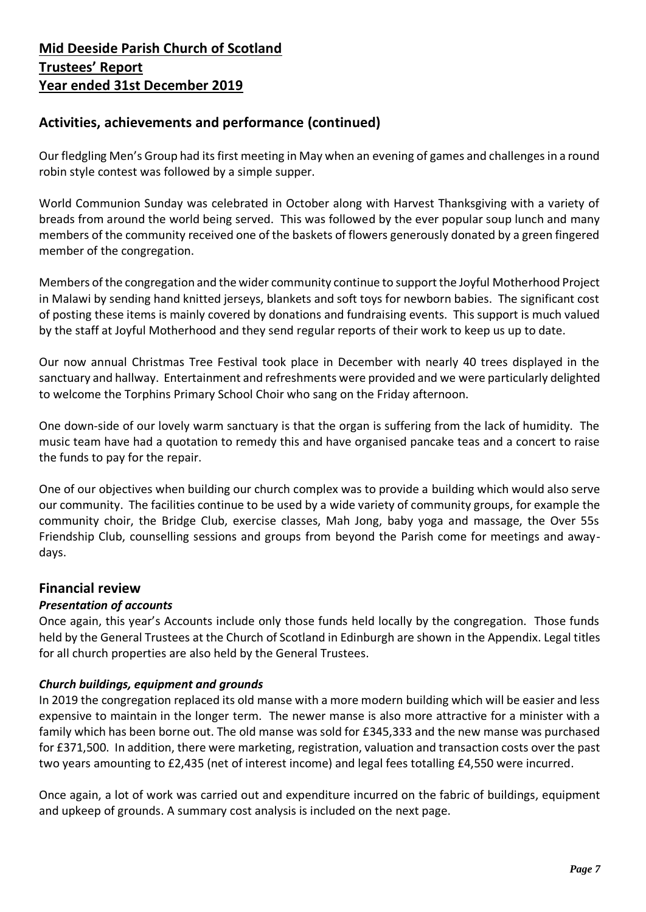# Mid Deeside Parish Church of Scotland
# Trustees' Report
# Year ended 31st December 2019

## Activities, achievements and performance (continued)

Our fledgling Men's Group had its first meeting in May when an evening of games and challenges in a round robin style contest was followed by a simple supper.

World Communion Sunday was celebrated in October along with Harvest Thanksgiving with a variety of breads from around the world being served. This was followed by the ever popular soup lunch and many members of the community received one of the baskets of flowers generously donated by a green fingered member of the congregation.

Members of the congregation and the wider community continue to support the Joyful Motherhood Project in Malawi by sending hand knitted jerseys, blankets and soft toys for newborn babies. The significant cost of posting these items is mainly covered by donations and fundraising events. This support is much valued by the staff at Joyful Motherhood and they send regular reports of their work to keep us up to date.

Our now annual Christmas Tree Festival took place in December with nearly 40 trees displayed in the sanctuary and hallway. Entertainment and refreshments were provided and we were particularly delighted to welcome the Torphins Primary School Choir who sang on the Friday afternoon.

One down-side of our lovely warm sanctuary is that the organ is suffering from the lack of humidity. The music team have had a quotation to remedy this and have organised pancake teas and a concert to raise the funds to pay for the repair.

One of our objectives when building our church complex was to provide a building which would also serve our community. The facilities continue to be used by a wide variety of community groups, for example the community choir, the Bridge Club, exercise classes, Mah Jong, baby yoga and massage, the Over 55s Friendship Club, counselling sessions and groups from beyond the Parish come for meetings and away-days.

## Financial review

### *Presentation of accounts*

Once again, this year's Accounts include only those funds held locally by the congregation. Those funds held by the General Trustees at the Church of Scotland in Edinburgh are shown in the Appendix. Legal titles for all church properties are also held by the General Trustees.

### *Church buildings, equipment and grounds*

In 2019 the congregation replaced its old manse with a more modern building which will be easier and less expensive to maintain in the longer term. The newer manse is also more attractive for a minister with a family which has been borne out. The old manse was sold for £345,333 and the new manse was purchased for £371,500. In addition, there were marketing, registration, valuation and transaction costs over the past two years amounting to £2,435 (net of interest income) and legal fees totalling £4,550 were incurred.

Once again, a lot of work was carried out and expenditure incurred on the fabric of buildings, equipment and upkeep of grounds. A summary cost analysis is included on the next page.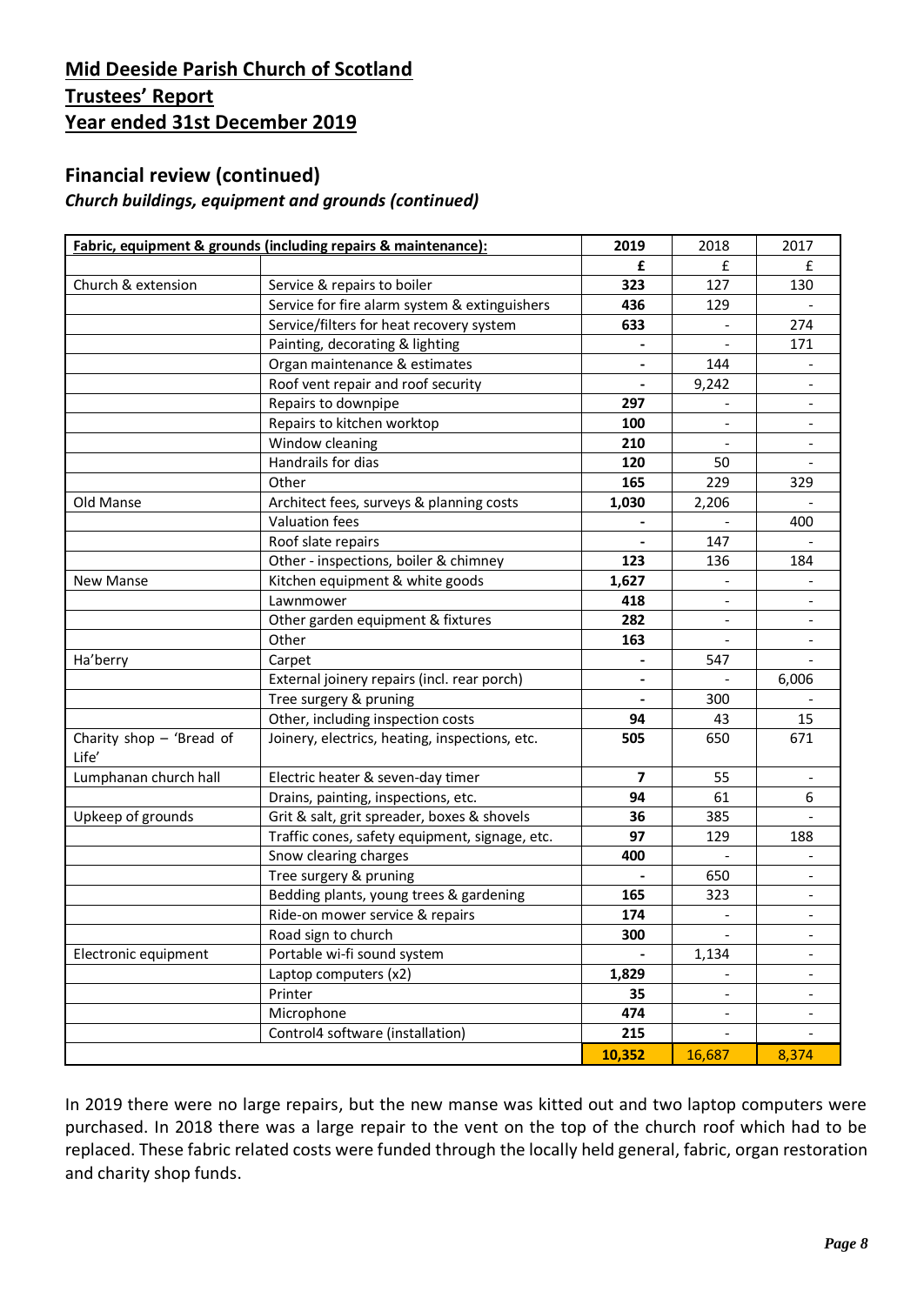## Mid Deeside Parish Church of Scotland

## Trustees' Report

## Year ended 31st December 2019

### Financial review (continued)

#### *Church buildings, equipment and grounds (continued)*

| **Fabric, equipment & grounds (including repairs & maintenance):** | | **2019** | 2018 | 2017 |
|---|---|---|---|---|
| | | **£** | £ | £ |
| Church & extension | Service & repairs to boiler | **323** | 127 | 130 |
| | Service for fire alarm system & extinguishers | **436** | 129 | - |
| | Service/filters for heat recovery system | **633** | - | 274 |
| | Painting, decorating & lighting | **-** | - | 171 |
| | Organ maintenance & estimates | **-** | 144 | - |
| | Roof vent repair and roof security | **-** | 9,242 | - |
| | Repairs to downpipe | **297** | - | - |
| | Repairs to kitchen worktop | **100** | - | - |
| | Window cleaning | **210** | - | - |
| | Handrails for dias | **120** | 50 | - |
| | Other | **165** | 229 | 329 |
| Old Manse | Architect fees, surveys & planning costs | **1,030** | 2,206 | - |
| | Valuation fees | **-** | - | 400 |
| | Roof slate repairs | **-** | 147 | - |
| | Other - inspections, boiler & chimney | **123** | 136 | 184 |
| New Manse | Kitchen equipment & white goods | **1,627** | - | - |
| | Lawnmower | **418** | - | - |
| | Other garden equipment & fixtures | **282** | - | - |
| | Other | **163** | - | - |
| Ha'berry | Carpet | **-** | 547 | - |
| | External joinery repairs (incl. rear porch) | **-** | - | 6,006 |
| | Tree surgery & pruning | **-** | 300 | - |
| | Other, including inspection costs | **94** | 43 | 15 |
| Charity shop – 'Bread of Life' | Joinery, electrics, heating, inspections, etc. | **505** | 650 | 671 |
| Lumphanan church hall | Electric heater & seven-day timer | **7** | 55 | - |
| | Drains, painting, inspections, etc. | **94** | 61 | 6 |
| Upkeep of grounds | Grit & salt, grit spreader, boxes & shovels | **36** | 385 | - |
| | Traffic cones, safety equipment, signage, etc. | **97** | 129 | 188 |
| | Snow clearing charges | **400** | - | - |
| | Tree surgery & pruning | **-** | 650 | - |
| | Bedding plants, young trees & gardening | **165** | 323 | - |
| | Ride-on mower service & repairs | **174** | - | - |
| | Road sign to church | **300** | - | - |
| Electronic equipment | Portable wi-fi sound system | **-** | 1,134 | - |
| | Laptop computers (x2) | **1,829** | - | - |
| | Printer | **35** | - | - |
| | Microphone | **474** | - | - |
| | Control4 software (installation) | **215** | - | - |
| | | **10,352** | 16,687 | 8,374 |

In 2019 there were no large repairs, but the new manse was kitted out and two laptop computers were purchased. In 2018 there was a large repair to the vent on the top of the church roof which had to be replaced. These fabric related costs were funded through the locally held general, fabric, organ restoration and charity shop funds.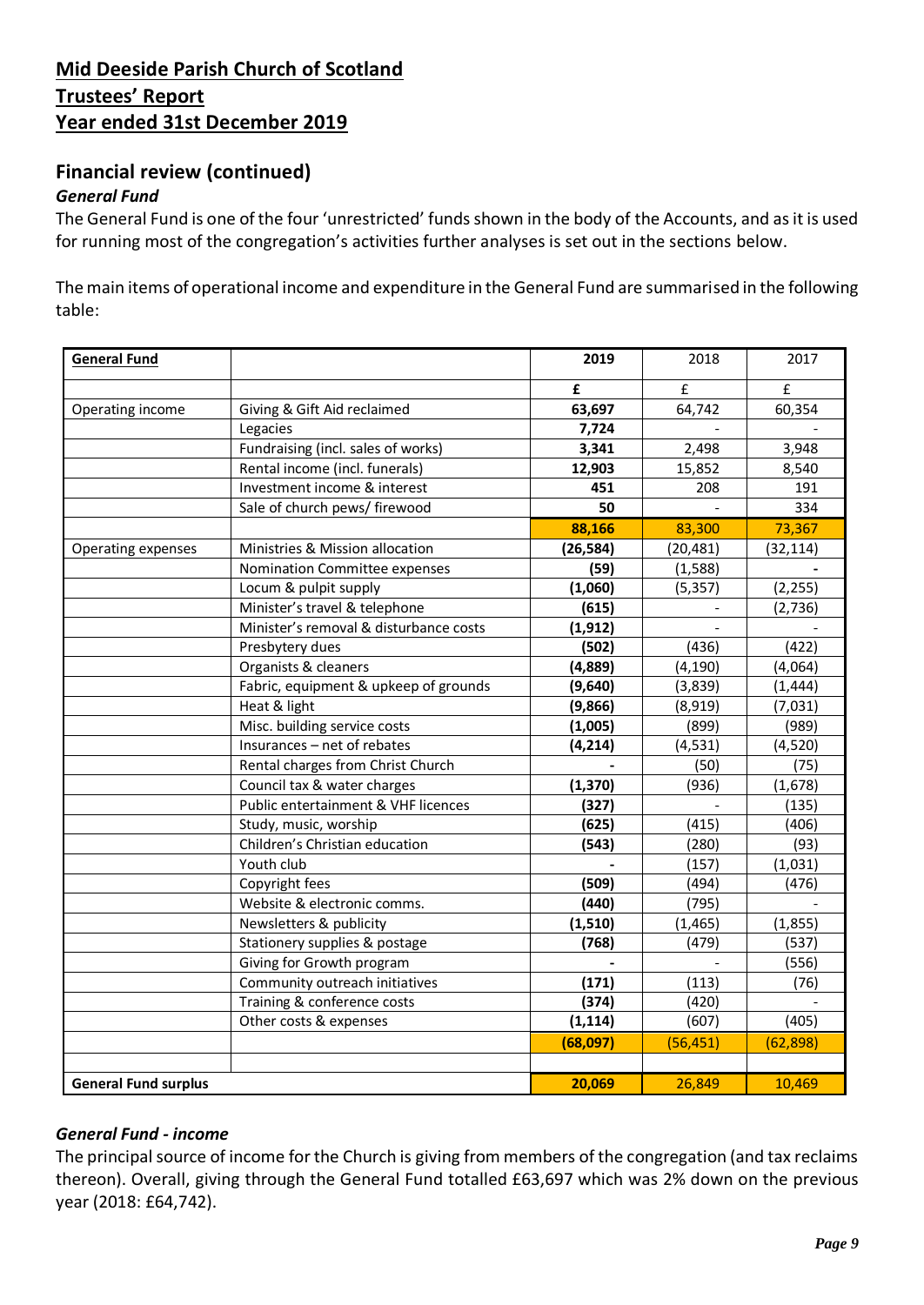# Mid Deeside Parish Church of Scotland
# Trustees' Report
# Year ended 31st December 2019

## Financial review (continued)

### *General Fund*

The General Fund is one of the four 'unrestricted' funds shown in the body of the Accounts, and as it is used for running most of the congregation's activities further analyses is set out in the sections below.

The main items of operational income and expenditure in the General Fund are summarised in the following table:

| **General Fund** | | **2019** | 2018 | 2017 |
|---|---|---|---|---|
| | | **£** | £ | £ |
| Operating income | Giving & Gift Aid reclaimed | **63,697** | 64,742 | 60,354 |
| | Legacies | **7,724** | - | - |
| | Fundraising (incl. sales of works) | **3,341** | 2,498 | 3,948 |
| | Rental income (incl. funerals) | **12,903** | 15,852 | 8,540 |
| | Investment income & interest | **451** | 208 | 191 |
| | Sale of church pews/ firewood | **50** | - | 334 |
| | | **88,166** | 83,300 | 73,367 |
| Operating expenses | Ministries & Mission allocation | **(26,584)** | (20,481) | (32,114) |
| | Nomination Committee expenses | **(59)** | (1,588) | **-** |
| | Locum & pulpit supply | **(1,060)** | (5,357) | (2,255) |
| | Minister's travel & telephone | **(615)** | - | (2,736) |
| | Minister's removal & disturbance costs | **(1,912)** | - | - |
| | Presbytery dues | **(502)** | (436) | (422) |
| | Organists & cleaners | **(4,889)** | (4,190) | (4,064) |
| | Fabric, equipment & upkeep of grounds | **(9,640)** | (3,839) | (1,444) |
| | Heat & light | **(9,866)** | (8,919) | (7,031) |
| | Misc. building service costs | **(1,005)** | (899) | (989) |
| | Insurances – net of rebates | **(4,214)** | (4,531) | (4,520) |
| | Rental charges from Christ Church | **-** | (50) | (75) |
| | Council tax & water charges | **(1,370)** | (936) | (1,678) |
| | Public entertainment & VHF licences | **(327)** | - | (135) |
| | Study, music, worship | **(625)** | (415) | (406) |
| | Children's Christian education | **(543)** | (280) | (93) |
| | Youth club | **-** | (157) | (1,031) |
| | Copyright fees | **(509)** | (494) | (476) |
| | Website & electronic comms. | **(440)** | (795) | - |
| | Newsletters & publicity | **(1,510)** | (1,465) | (1,855) |
| | Stationery supplies & postage | **(768)** | (479) | (537) |
| | Giving for Growth program | **-** | - | (556) |
| | Community outreach initiatives | **(171)** | (113) | (76) |
| | Training & conference costs | **(374)** | (420) | - |
| | Other costs & expenses | **(1,114)** | (607) | (405) |
| | | **(68,097)** | (56,451) | (62,898) |
| | | | | |
| **General Fund surplus** | | **20,069** | 26,849 | 10,469 |

### *General Fund - income*

The principal source of income for the Church is giving from members of the congregation (and tax reclaims thereon). Overall, giving through the General Fund totalled £63,697 which was 2% down on the previous year (2018: £64,742).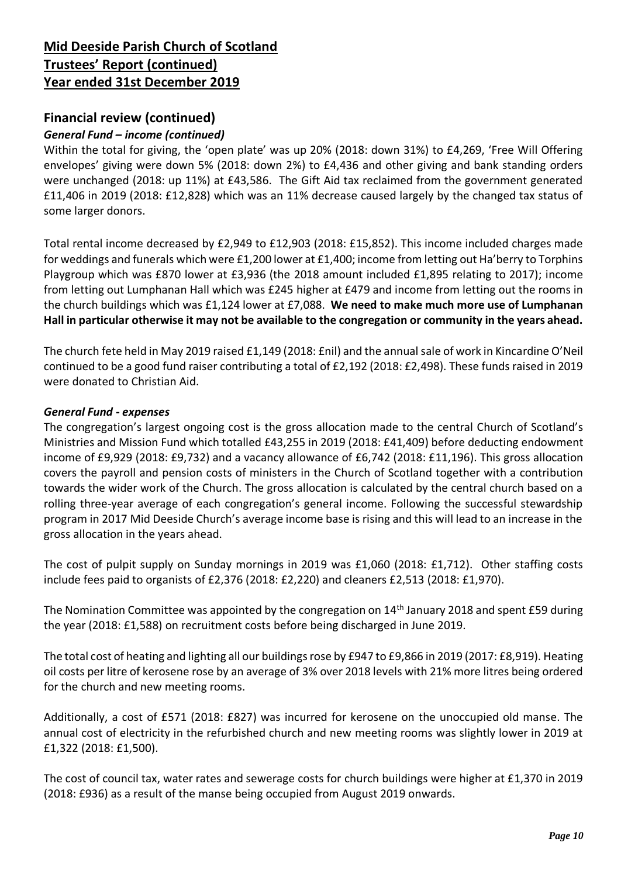**Mid Deeside Parish Church of Scotland**
**Trustees' Report (continued)**
**Year ended 31st December 2019**

## Financial review (continued)

### *General Fund – income (continued)*

Within the total for giving, the 'open plate' was up 20% (2018: down 31%) to £4,269, 'Free Will Offering envelopes' giving were down 5% (2018: down 2%) to £4,436 and other giving and bank standing orders were unchanged (2018: up 11%) at £43,586. The Gift Aid tax reclaimed from the government generated £11,406 in 2019 (2018: £12,828) which was an 11% decrease caused largely by the changed tax status of some larger donors.

Total rental income decreased by £2,949 to £12,903 (2018: £15,852). This income included charges made for weddings and funerals which were £1,200 lower at £1,400; income from letting out Ha'berry to Torphins Playgroup which was £870 lower at £3,936 (the 2018 amount included £1,895 relating to 2017); income from letting out Lumphanan Hall which was £245 higher at £479 and income from letting out the rooms in the church buildings which was £1,124 lower at £7,088. **We need to make much more use of Lumphanan Hall in particular otherwise it may not be available to the congregation or community in the years ahead.**

The church fete held in May 2019 raised £1,149 (2018: £nil) and the annual sale of work in Kincardine O'Neil continued to be a good fund raiser contributing a total of £2,192 (2018: £2,498). These funds raised in 2019 were donated to Christian Aid.

### *General Fund - expenses*

The congregation's largest ongoing cost is the gross allocation made to the central Church of Scotland's Ministries and Mission Fund which totalled £43,255 in 2019 (2018: £41,409) before deducting endowment income of £9,929 (2018: £9,732) and a vacancy allowance of £6,742 (2018: £11,196). This gross allocation covers the payroll and pension costs of ministers in the Church of Scotland together with a contribution towards the wider work of the Church. The gross allocation is calculated by the central church based on a rolling three-year average of each congregation's general income. Following the successful stewardship program in 2017 Mid Deeside Church's average income base is rising and this will lead to an increase in the gross allocation in the years ahead.

The cost of pulpit supply on Sunday mornings in 2019 was £1,060 (2018: £1,712). Other staffing costs include fees paid to organists of £2,376 (2018: £2,220) and cleaners £2,513 (2018: £1,970).

The Nomination Committee was appointed by the congregation on 14th January 2018 and spent £59 during the year (2018: £1,588) on recruitment costs before being discharged in June 2019.

The total cost of heating and lighting all our buildings rose by £947 to £9,866 in 2019 (2017: £8,919). Heating oil costs per litre of kerosene rose by an average of 3% over 2018 levels with 21% more litres being ordered for the church and new meeting rooms.

Additionally, a cost of £571 (2018: £827) was incurred for kerosene on the unoccupied old manse. The annual cost of electricity in the refurbished church and new meeting rooms was slightly lower in 2019 at £1,322 (2018: £1,500).

The cost of council tax, water rates and sewerage costs for church buildings were higher at £1,370 in 2019 (2018: £936) as a result of the manse being occupied from August 2019 onwards.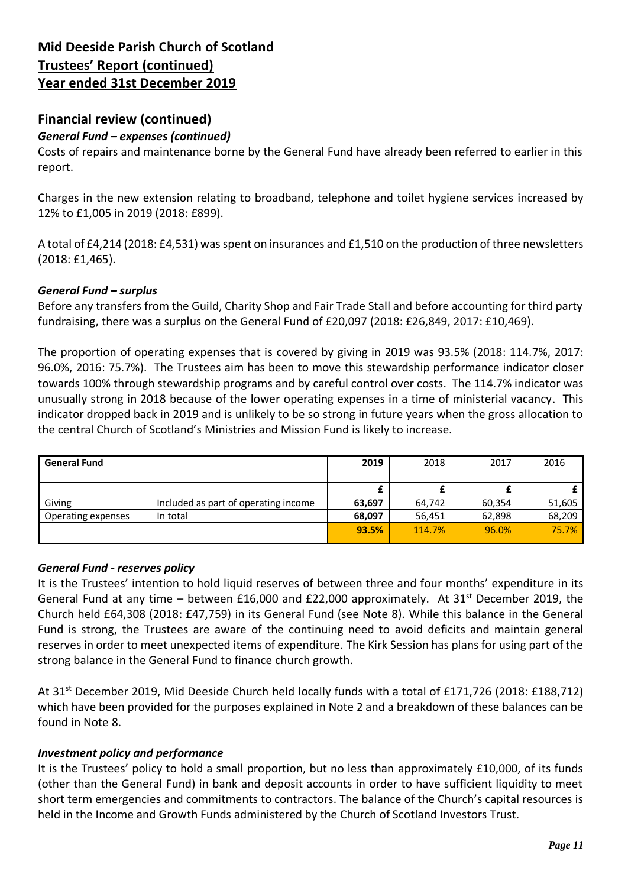# Mid Deeside Parish Church of Scotland
# Trustees' Report (continued)
# Year ended 31st December 2019

## Financial review (continued)

### *General Fund – expenses (continued)*

Costs of repairs and maintenance borne by the General Fund have already been referred to earlier in this report.

Charges in the new extension relating to broadband, telephone and toilet hygiene services increased by 12% to £1,005 in 2019 (2018: £899).

A total of £4,214 (2018: £4,531) was spent on insurances and £1,510 on the production of three newsletters (2018: £1,465).

### *General Fund – surplus*

Before any transfers from the Guild, Charity Shop and Fair Trade Stall and before accounting for third party fundraising, there was a surplus on the General Fund of £20,097 (2018: £26,849, 2017: £10,469).

The proportion of operating expenses that is covered by giving in 2019 was 93.5% (2018: 114.7%, 2017: 96.0%, 2016: 75.7%). The Trustees aim has been to move this stewardship performance indicator closer towards 100% through stewardship programs and by careful control over costs. The 114.7% indicator was unusually strong in 2018 because of the lower operating expenses in a time of ministerial vacancy. This indicator dropped back in 2019 and is unlikely to be so strong in future years when the gross allocation to the central Church of Scotland's Ministries and Mission Fund is likely to increase.

| General Fund | | 2019 | 2018 | 2017 | 2016 |
|---|---|---|---|---|---|
| | | £ | £ | £ | £ |
| Giving | Included as part of operating income | 63,697 | 64,742 | 60,354 | 51,605 |
| Operating expenses | In total | 68,097 | 56,451 | 62,898 | 68,209 |
| | | 93.5% | 114.7% | 96.0% | 75.7% |

### *General Fund - reserves policy*

It is the Trustees' intention to hold liquid reserves of between three and four months' expenditure in its General Fund at any time – between £16,000 and £22,000 approximately. At 31st December 2019, the Church held £64,308 (2018: £47,759) in its General Fund (see Note 8). While this balance in the General Fund is strong, the Trustees are aware of the continuing need to avoid deficits and maintain general reserves in order to meet unexpected items of expenditure. The Kirk Session has plans for using part of the strong balance in the General Fund to finance church growth.

At 31st December 2019, Mid Deeside Church held locally funds with a total of £171,726 (2018: £188,712) which have been provided for the purposes explained in Note 2 and a breakdown of these balances can be found in Note 8.

### *Investment policy and performance*

It is the Trustees' policy to hold a small proportion, but no less than approximately £10,000, of its funds (other than the General Fund) in bank and deposit accounts in order to have sufficient liquidity to meet short term emergencies and commitments to contractors. The balance of the Church's capital resources is held in the Income and Growth Funds administered by the Church of Scotland Investors Trust.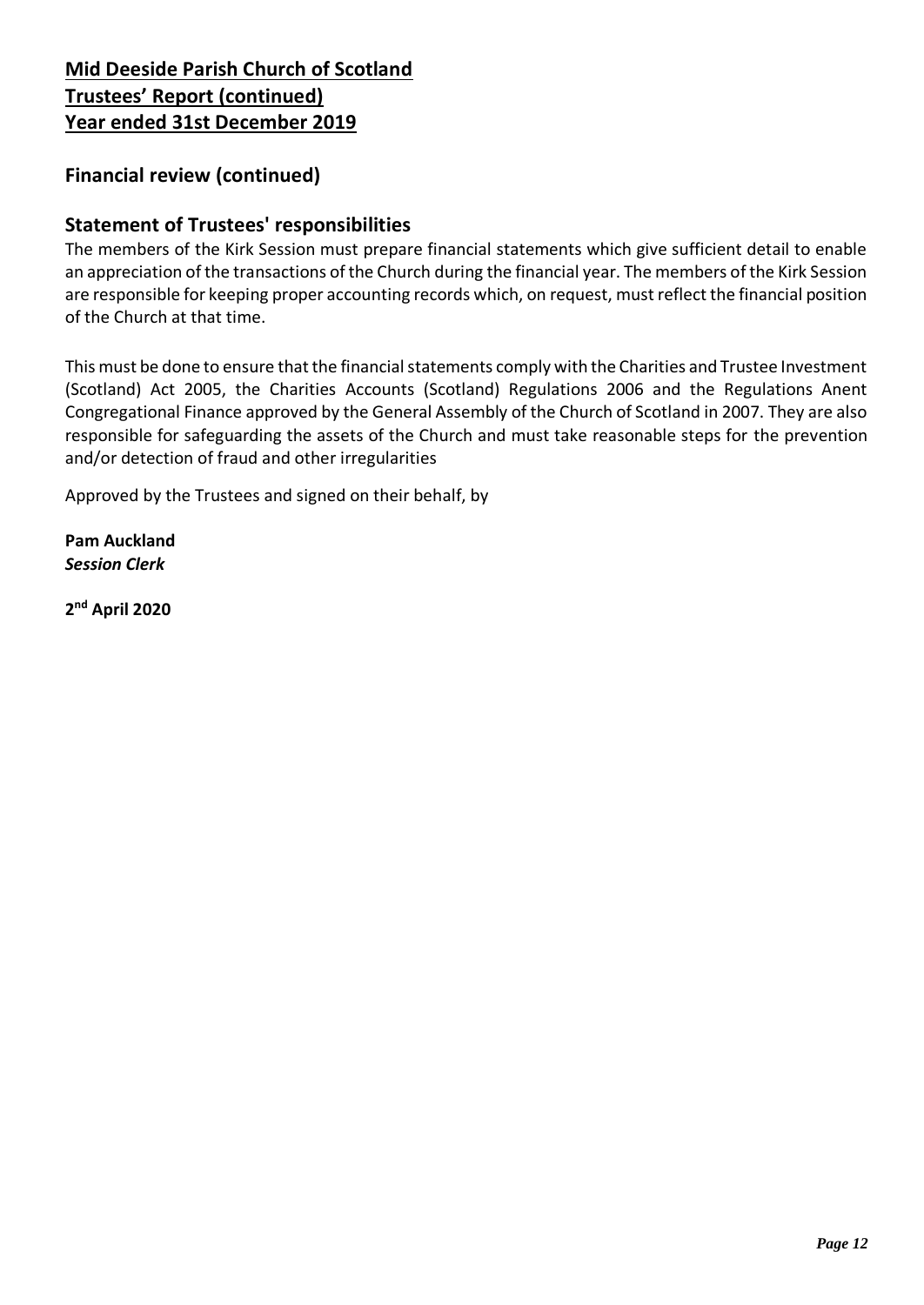# Mid Deeside Parish Church of Scotland
# Trustees' Report (continued)
# Year ended 31st December 2019

## Financial review (continued)

## Statement of Trustees' responsibilities

The members of the Kirk Session must prepare financial statements which give sufficient detail to enable an appreciation of the transactions of the Church during the financial year. The members of the Kirk Session are responsible for keeping proper accounting records which, on request, must reflect the financial position of the Church at that time.

This must be done to ensure that the financial statements comply with the Charities and Trustee Investment (Scotland) Act 2005, the Charities Accounts (Scotland) Regulations 2006 and the Regulations Anent Congregational Finance approved by the General Assembly of the Church of Scotland in 2007. They are also responsible for safeguarding the assets of the Church and must take reasonable steps for the prevention and/or detection of fraud and other irregularities

Approved by the Trustees and signed on their behalf, by

**Pam Auckland**
***Session Clerk***

**2nd April 2020**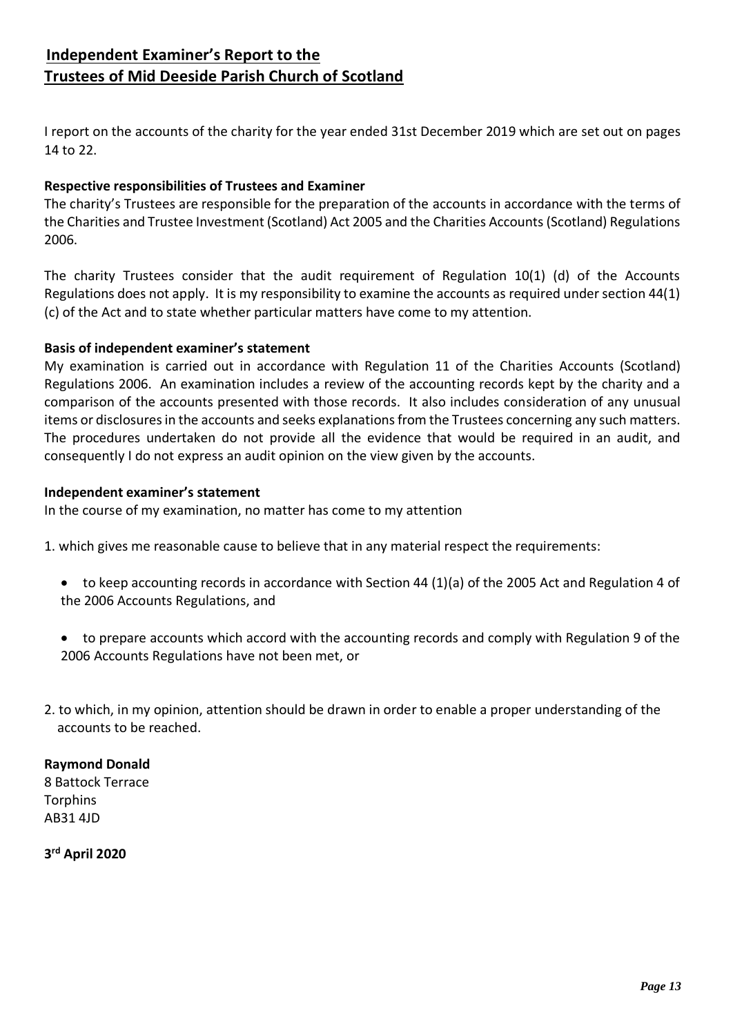## Independent Examiner's Report to the Trustees of Mid Deeside Parish Church of Scotland

I report on the accounts of the charity for the year ended 31st December 2019 which are set out on pages 14 to 22.

**Respective responsibilities of Trustees and Examiner**

The charity's Trustees are responsible for the preparation of the accounts in accordance with the terms of the Charities and Trustee Investment (Scotland) Act 2005 and the Charities Accounts (Scotland) Regulations 2006.

The charity Trustees consider that the audit requirement of Regulation 10(1) (d) of the Accounts Regulations does not apply. It is my responsibility to examine the accounts as required under section 44(1) (c) of the Act and to state whether particular matters have come to my attention.

**Basis of independent examiner's statement**

My examination is carried out in accordance with Regulation 11 of the Charities Accounts (Scotland) Regulations 2006. An examination includes a review of the accounting records kept by the charity and a comparison of the accounts presented with those records. It also includes consideration of any unusual items or disclosures in the accounts and seeks explanations from the Trustees concerning any such matters. The procedures undertaken do not provide all the evidence that would be required in an audit, and consequently I do not express an audit opinion on the view given by the accounts.

**Independent examiner's statement**

In the course of my examination, no matter has come to my attention

1. which gives me reasonable cause to believe that in any material respect the requirements:

- to keep accounting records in accordance with Section 44 (1)(a) of the 2005 Act and Regulation 4 of the 2006 Accounts Regulations, and
- to prepare accounts which accord with the accounting records and comply with Regulation 9 of the 2006 Accounts Regulations have not been met, or

2. to which, in my opinion, attention should be drawn in order to enable a proper understanding of the accounts to be reached.

**Raymond Donald**
8 Battock Terrace
Torphins
AB31 4JD

**3rd April 2020**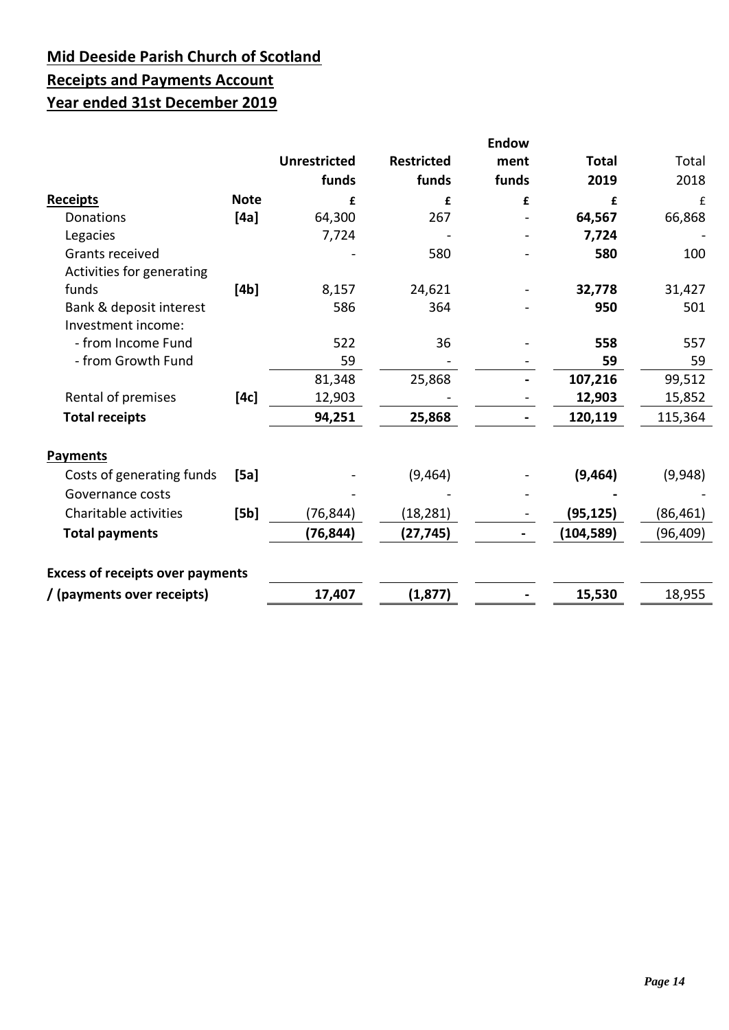**Mid Deeside Parish Church of Scotland**

**Receipts and Payments Account**

**Year ended 31st December 2019**

| | | Unrestricted funds | Restricted funds | Endowment funds | Total 2019 | Total 2018 |
|---|---|---|---|---|---|---|
| **Receipts** | **Note** | **£** | **£** | **£** | **£** | £ |
| Donations | [4a] | 64,300 | 267 | - | **64,567** | 66,868 |
| Legacies | | 7,724 | - | - | **7,724** | - |
| Grants received | | - | 580 | - | **580** | 100 |
| Activities for generating funds | [4b] | 8,157 | 24,621 | - | **32,778** | 31,427 |
| Bank & deposit interest | | 586 | 364 | - | **950** | 501 |
| Investment income: | | | | | | |
| - from Income Fund | | 522 | 36 | - | **558** | 557 |
| - from Growth Fund | | 59 | - | - | **59** | 59 |
| | | 81,348 | 25,868 | - | **107,216** | 99,512 |
| Rental of premises | [4c] | 12,903 | | - | **12,903** | 15,852 |
| **Total receipts** | | **94,251** | **25,868** | **-** | **120,119** | 115,364 |
| **Payments** | | | | | | |
| Costs of generating funds | [5a] | - | (9,464) | - | **(9,464)** | (9,948) |
| Governance costs | | - | - | - | **-** | - |
| Charitable activities | [5b] | (76,844) | (18,281) | - | **(95,125)** | (86,461) |
| **Total payments** | | **(76,844)** | **(27,745)** | **-** | **(104,589)** | (96,409) |
| **Excess of receipts over payments / (payments over receipts)** | | **17,407** | **(1,877)** | **-** | **15,530** | 18,955 |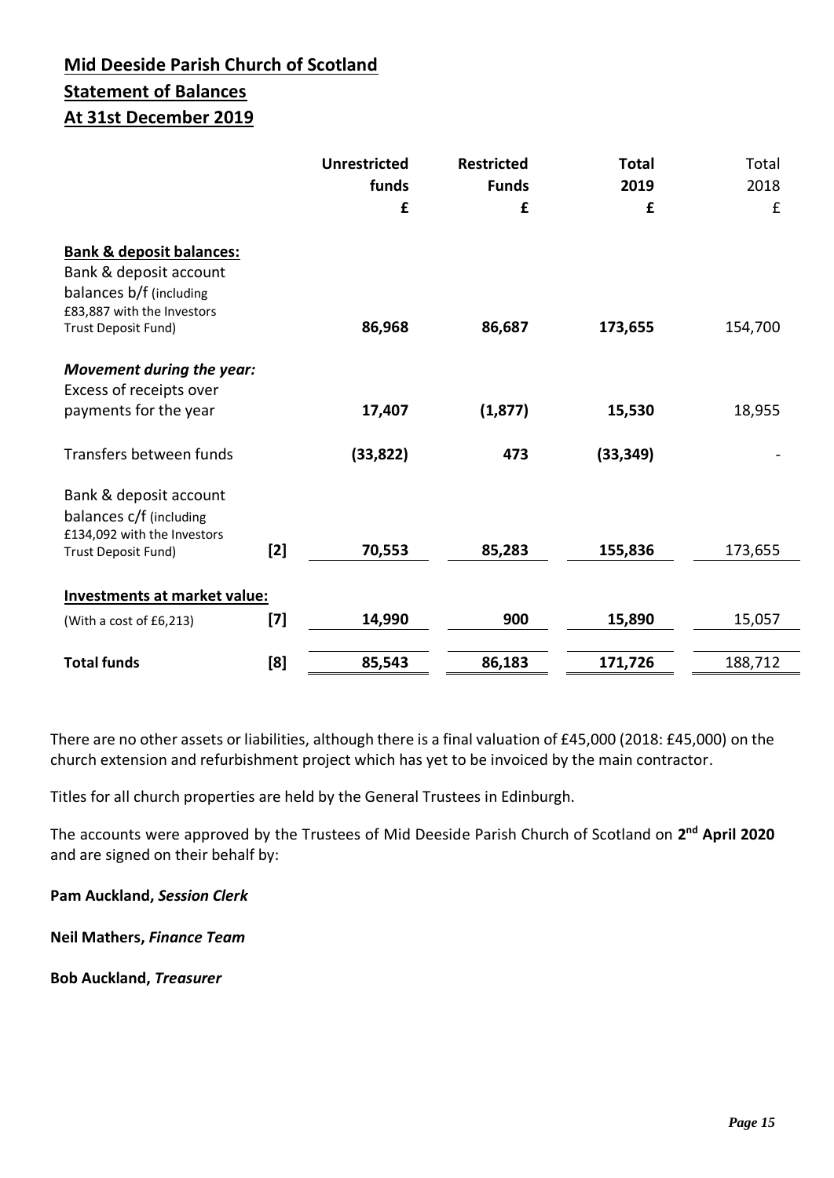# Mid Deeside Parish Church of Scotland

## Statement of Balances

## At 31st December 2019

| | | Unrestricted funds £ | Restricted Funds £ | Total 2019 £ | Total 2018 £ |
|---|---|---|---|---|---|
| **Bank & deposit balances:** | | | | | |
| Bank & deposit account balances b/f (including £83,887 with the Investors Trust Deposit Fund) | | **86,968** | **86,687** | **173,655** | 154,700 |
| ***Movement during the year:*** | | | | | |
| Excess of receipts over payments for the year | | **17,407** | **(1,877)** | **15,530** | 18,955 |
| Transfers between funds | | **(33,822)** | **473** | **(33,349)** | - |
| Bank & deposit account balances c/f (including £134,092 with the Investors Trust Deposit Fund) | [2] | **70,553** | **85,283** | **155,836** | 173,655 |
| **Investments at market value:** | | | | | |
| (With a cost of £6,213) | [7] | **14,990** | **900** | **15,890** | 15,057 |
| **Total funds** | [8] | **85,543** | **86,183** | **171,726** | 188,712 |

There are no other assets or liabilities, although there is a final valuation of £45,000 (2018: £45,000) on the church extension and refurbishment project which has yet to be invoiced by the main contractor.

Titles for all church properties are held by the General Trustees in Edinburgh.

The accounts were approved by the Trustees of Mid Deeside Parish Church of Scotland on **2nd April 2020** and are signed on their behalf by:

**Pam Auckland, *Session Clerk***

**Neil Mathers, *Finance Team***

**Bob Auckland, *Treasurer***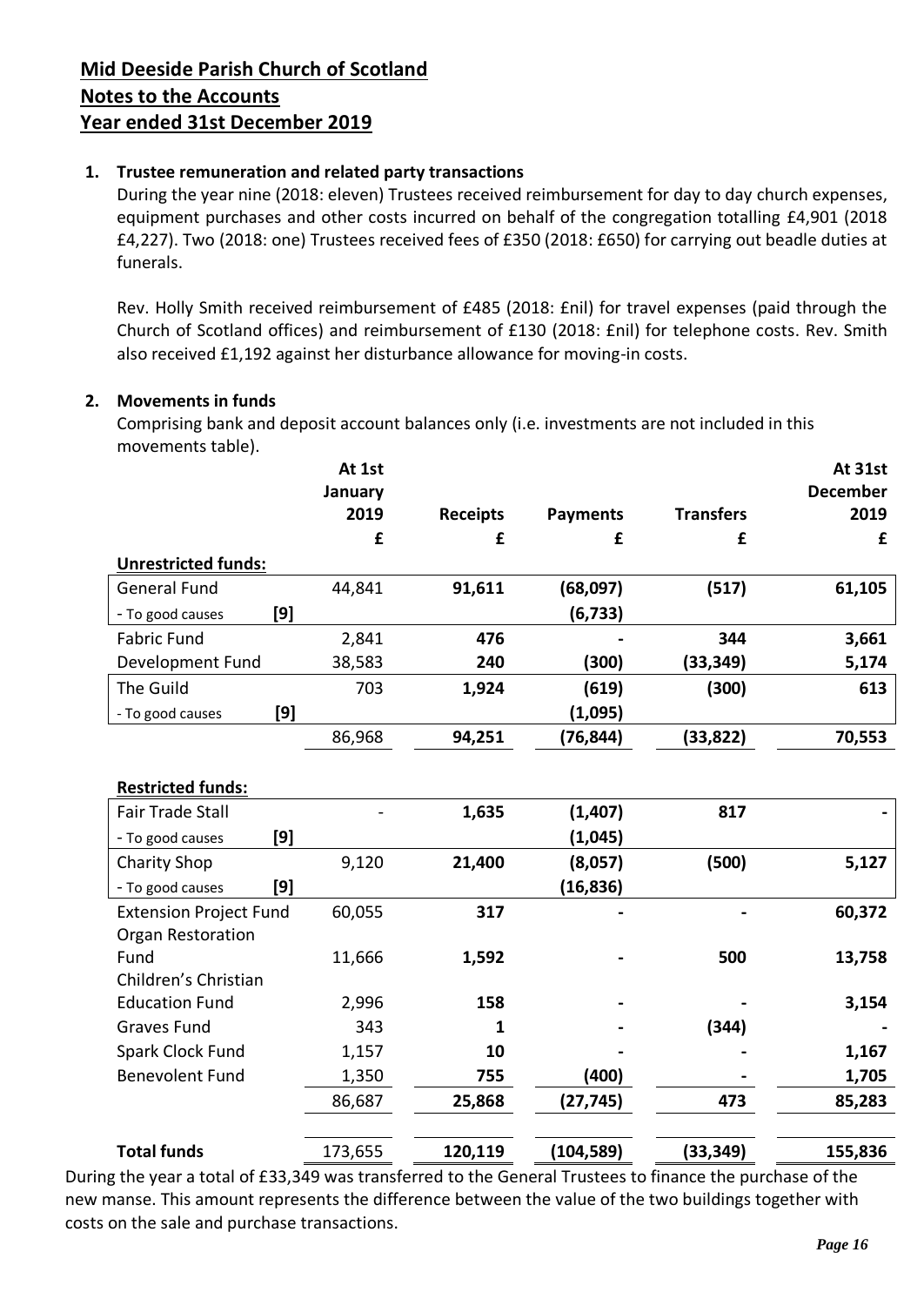# Mid Deeside Parish Church of Scotland
## Notes to the Accounts
## Year ended 31st December 2019

1. **Trustee remuneration and related party transactions**

During the year nine (2018: eleven) Trustees received reimbursement for day to day church expenses, equipment purchases and other costs incurred on behalf of the congregation totalling £4,901 (2018 £4,227). Two (2018: one) Trustees received fees of £350 (2018: £650) for carrying out beadle duties at funerals.

Rev. Holly Smith received reimbursement of £485 (2018: £nil) for travel expenses (paid through the Church of Scotland offices) and reimbursement of £130 (2018: £nil) for telephone costs. Rev. Smith also received £1,192 against her disturbance allowance for moving-in costs.

2. **Movements in funds**

Comprising bank and deposit account balances only (i.e. investments are not included in this movements table).

| | | At 1st January 2019 | Receipts | Payments | Transfers | At 31st December 2019 |
|---|---|---|---|---|---|---|
| | | £ | £ | £ | £ | £ |
| **Unrestricted funds:** | | | | | | |
| General Fund | | 44,841 | **91,611** | **(68,097)** | **(517)** | **61,105** |
| - To good causes | [9] | | | **(6,733)** | | |
| Fabric Fund | | 2,841 | **476** | **-** | **344** | **3,661** |
| Development Fund | | 38,583 | **240** | **(300)** | **(33,349)** | **5,174** |
| The Guild | | 703 | **1,924** | **(619)** | **(300)** | **613** |
| - To good causes | [9] | | | **(1,095)** | | |
| | | 86,968 | **94,251** | **(76,844)** | **(33,822)** | **70,553** |
| **Restricted funds:** | | | | | | |
| Fair Trade Stall | | - | **1,635** | **(1,407)** | **817** | **-** |
| - To good causes | [9] | | | **(1,045)** | | |
| Charity Shop | | 9,120 | **21,400** | **(8,057)** | **(500)** | **5,127** |
| - To good causes | [9] | | | **(16,836)** | | |
| Extension Project Fund | | 60,055 | **317** | **-** | **-** | **60,372** |
| Organ Restoration Fund | | 11,666 | **1,592** | **-** | **500** | **13,758** |
| Children's Christian Education Fund | | 2,996 | **158** | **-** | **-** | **3,154** |
| Graves Fund | | 343 | **1** | **-** | **(344)** | **-** |
| Spark Clock Fund | | 1,157 | **10** | **-** | **-** | **1,167** |
| Benevolent Fund | | 1,350 | **755** | **(400)** | **-** | **1,705** |
| | | 86,687 | **25,868** | **(27,745)** | **473** | **85,283** |
| **Total funds** | | 173,655 | **120,119** | **(104,589)** | **(33,349)** | **155,836** |

During the year a total of £33,349 was transferred to the General Trustees to finance the purchase of the new manse. This amount represents the difference between the value of the two buildings together with costs on the sale and purchase transactions.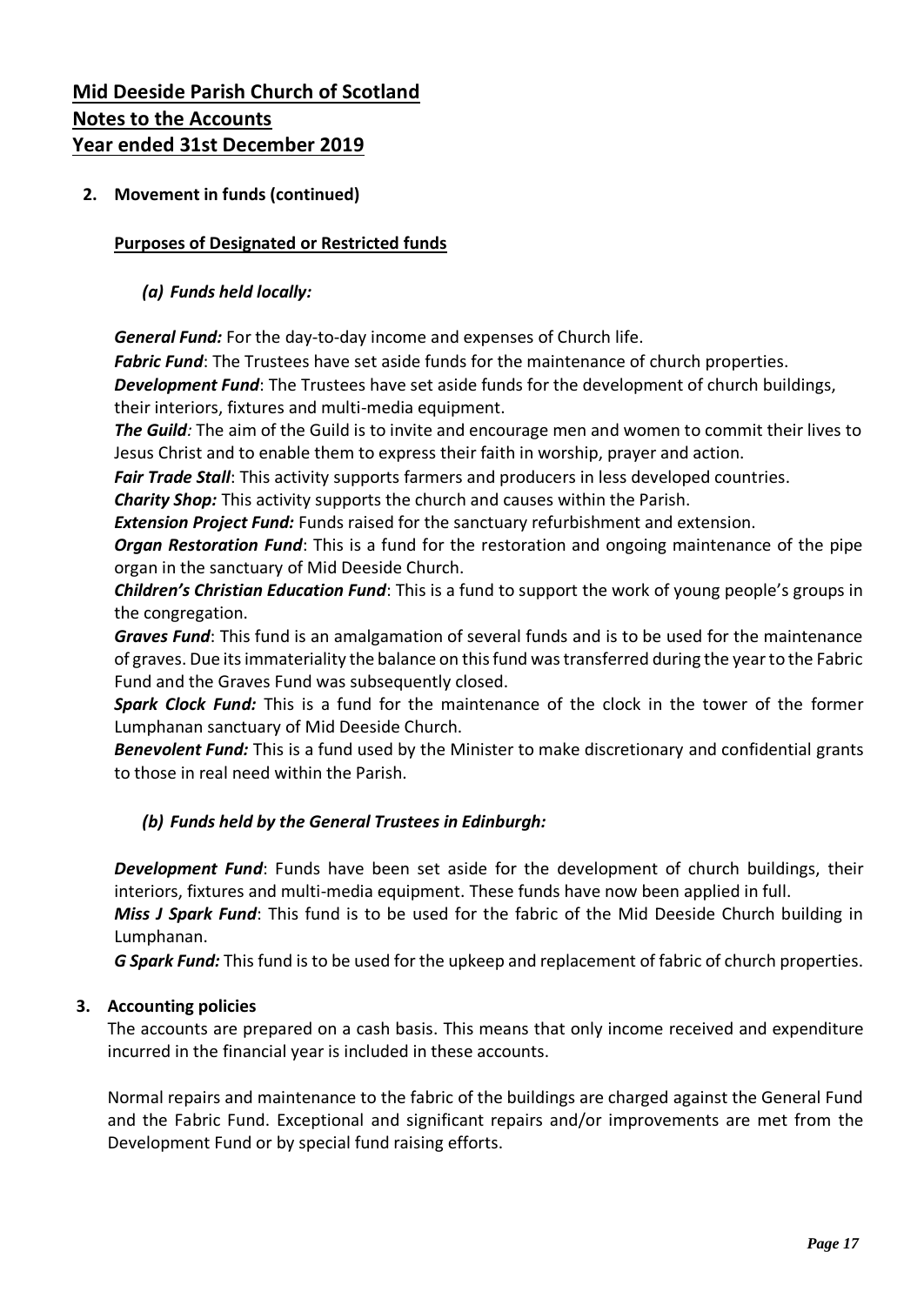# Mid Deeside Parish Church of Scotland
## Notes to the Accounts
## Year ended 31st December 2019

**2. Movement in funds (continued)**

**Purposes of Designated or Restricted funds**

***(a) Funds held locally:***

***General Fund:*** For the day-to-day income and expenses of Church life.

***Fabric Fund***: The Trustees have set aside funds for the maintenance of church properties.

***Development Fund***: The Trustees have set aside funds for the development of church buildings, their interiors, fixtures and multi-media equipment.

***The Guild****:* The aim of the Guild is to invite and encourage men and women to commit their lives to Jesus Christ and to enable them to express their faith in worship, prayer and action.

***Fair Trade Stall***: This activity supports farmers and producers in less developed countries.

***Charity Shop:*** This activity supports the church and causes within the Parish.

***Extension Project Fund:*** Funds raised for the sanctuary refurbishment and extension.

***Organ Restoration Fund***: This is a fund for the restoration and ongoing maintenance of the pipe organ in the sanctuary of Mid Deeside Church.

***Children's Christian Education Fund***: This is a fund to support the work of young people's groups in the congregation.

***Graves Fund***: This fund is an amalgamation of several funds and is to be used for the maintenance of graves. Due its immateriality the balance on this fund was transferred during the year to the Fabric Fund and the Graves Fund was subsequently closed.

***Spark Clock Fund:*** This is a fund for the maintenance of the clock in the tower of the former Lumphanan sanctuary of Mid Deeside Church.

***Benevolent Fund:*** This is a fund used by the Minister to make discretionary and confidential grants to those in real need within the Parish.

***(b) Funds held by the General Trustees in Edinburgh:***

***Development Fund***: Funds have been set aside for the development of church buildings, their interiors, fixtures and multi-media equipment. These funds have now been applied in full.

***Miss J Spark Fund***: This fund is to be used for the fabric of the Mid Deeside Church building in Lumphanan.

***G Spark Fund:*** This fund is to be used for the upkeep and replacement of fabric of church properties.

**3. Accounting policies**

The accounts are prepared on a cash basis. This means that only income received and expenditure incurred in the financial year is included in these accounts.

Normal repairs and maintenance to the fabric of the buildings are charged against the General Fund and the Fabric Fund. Exceptional and significant repairs and/or improvements are met from the Development Fund or by special fund raising efforts.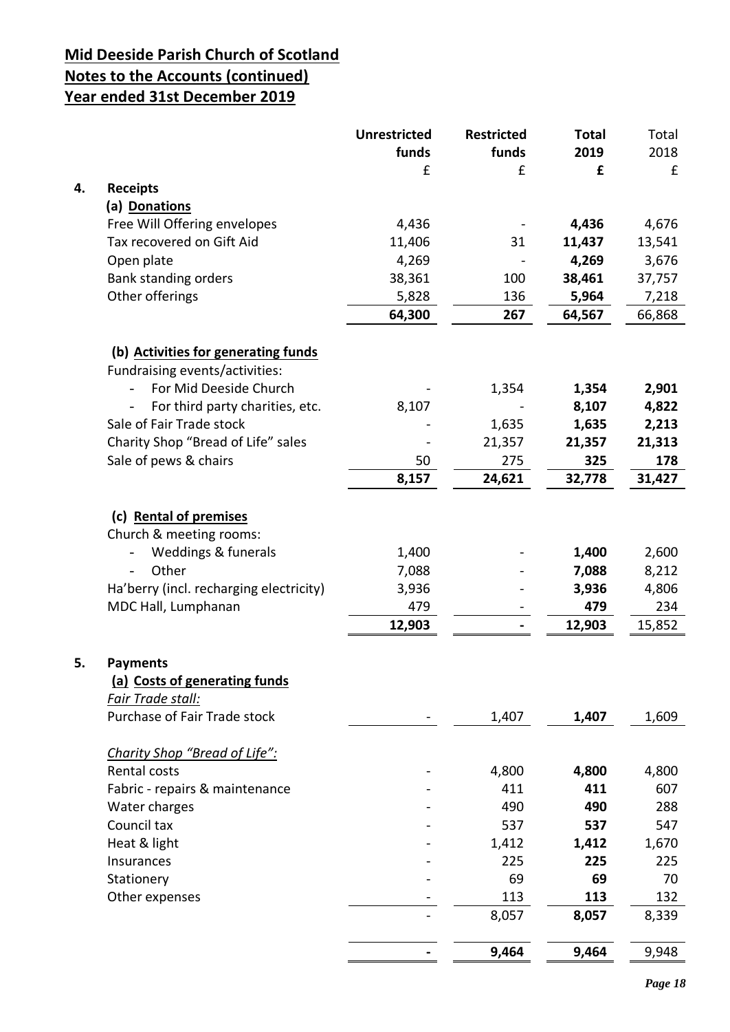# Mid Deeside Parish Church of Scotland
## Notes to the Accounts (continued)
## Year ended 31st December 2019

| | | Unrestricted funds | Restricted funds | Total 2019 | Total 2018 |
|---|---|---|---|---|---|
| | | £ | £ | **£** | £ |
| **4.** | **Receipts** | | | | |
| | **(a) Donations** | | | | |
| | Free Will Offering envelopes | 4,436 | - | **4,436** | 4,676 |
| | Tax recovered on Gift Aid | 11,406 | 31 | **11,437** | 13,541 |
| | Open plate | 4,269 | - | **4,269** | 3,676 |
| | Bank standing orders | 38,361 | 100 | **38,461** | 37,757 |
| | Other offerings | 5,828 | 136 | **5,964** | 7,218 |
| | | **64,300** | **267** | **64,567** | 66,868 |
| | **(b) Activities for generating funds** | | | | |
| | Fundraising events/activities: | | | | |
| | - For Mid Deeside Church | - | 1,354 | **1,354** | **2,901** |
| | - For third party charities, etc. | 8,107 | - | **8,107** | **4,822** |
| | Sale of Fair Trade stock | - | 1,635 | **1,635** | **2,213** |
| | Charity Shop "Bread of Life" sales | - | 21,357 | **21,357** | **21,313** |
| | Sale of pews & chairs | 50 | 275 | **325** | **178** |
| | | **8,157** | **24,621** | **32,778** | **31,427** |
| | **(c) Rental of premises** | | | | |
| | Church & meeting rooms: | | | | |
| | - Weddings & funerals | 1,400 | - | **1,400** | 2,600 |
| | - Other | 7,088 | - | **7,088** | 8,212 |
| | Ha'berry (incl. recharging electricity) | 3,936 | - | **3,936** | 4,806 |
| | MDC Hall, Lumphanan | 479 | - | **479** | 234 |
| | | **12,903** | **-** | **12,903** | 15,852 |
| **5.** | **Payments** | | | | |
| | **(a) Costs of generating funds** | | | | |
| | *Fair Trade stall:* | | | | |
| | Purchase of Fair Trade stock | - | 1,407 | **1,407** | 1,609 |
| | *Charity Shop "Bread of Life":* | | | | |
| | Rental costs | - | 4,800 | **4,800** | 4,800 |
| | Fabric - repairs & maintenance | - | 411 | **411** | 607 |
| | Water charges | - | 490 | **490** | 288 |
| | Council tax | - | 537 | **537** | 547 |
| | Heat & light | - | 1,412 | **1,412** | 1,670 |
| | Insurances | - | 225 | **225** | 225 |
| | Stationery | - | 69 | **69** | 70 |
| | Other expenses | - | 113 | **113** | 132 |
| | | - | 8,057 | **8,057** | 8,339 |
| | | **-** | **9,464** | **9,464** | 9,948 |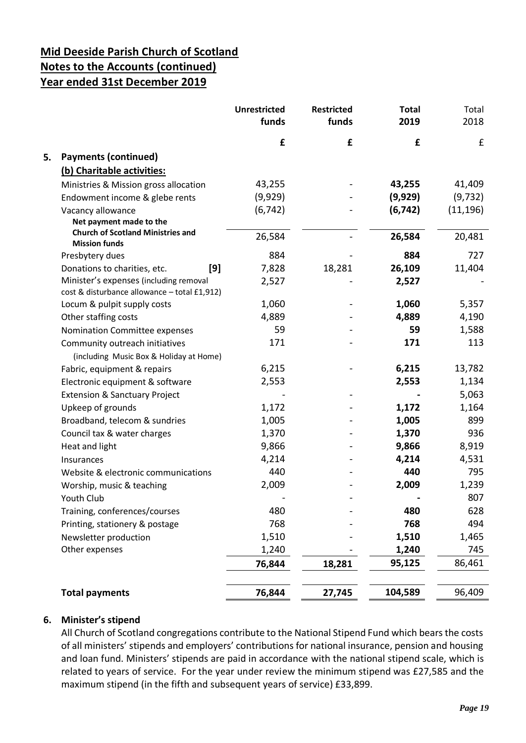## Mid Deeside Parish Church of Scotland
## Notes to the Accounts (continued)
## Year ended 31st December 2019

| | Unrestricted funds | Restricted funds | Total 2019 | Total 2018 |
|---|---|---|---|---|
| | £ | £ | £ | £ |
| **5. Payments (continued)** | | | | |
| **(b) Charitable activities:** | | | | |
| Ministries & Mission gross allocation | 43,255 | - | **43,255** | 41,409 |
| Endowment income & glebe rents | (9,929) | - | **(9,929)** | (9,732) |
| Vacancy allowance | (6,742) | - | **(6,742)** | (11,196) |
| **Net payment made to the Church of Scotland Ministries and Mission funds** | 26,584 | - | **26,584** | 20,481 |
| Presbytery dues | 884 | - | **884** | 727 |
| Donations to charities, etc. [9] | 7,828 | 18,281 | **26,109** | 11,404 |
| Minister's expenses (including removal cost & disturbance allowance – total £1,912) | 2,527 | - | **2,527** | - |
| Locum & pulpit supply costs | 1,060 | - | **1,060** | 5,357 |
| Other staffing costs | 4,889 | - | **4,889** | 4,190 |
| Nomination Committee expenses | 59 | - | **59** | 1,588 |
| Community outreach initiatives (including Music Box & Holiday at Home) | 171 | - | **171** | 113 |
| Fabric, equipment & repairs | 6,215 | - | **6,215** | 13,782 |
| Electronic equipment & software | 2,553 | | **2,553** | 1,134 |
| Extension & Sanctuary Project | - | - | **-** | 5,063 |
| Upkeep of grounds | 1,172 | - | **1,172** | 1,164 |
| Broadband, telecom & sundries | 1,005 | - | **1,005** | 899 |
| Council tax & water charges | 1,370 | - | **1,370** | 936 |
| Heat and light | 9,866 | - | **9,866** | 8,919 |
| Insurances | 4,214 | - | **4,214** | 4,531 |
| Website & electronic communications | 440 | - | **440** | 795 |
| Worship, music & teaching | 2,009 | - | **2,009** | 1,239 |
| Youth Club | - | - | **-** | 807 |
| Training, conferences/courses | 480 | - | **480** | 628 |
| Printing, stationery & postage | 768 | - | **768** | 494 |
| Newsletter production | 1,510 | - | **1,510** | 1,465 |
| Other expenses | 1,240 | - | **1,240** | 745 |
| | **76,844** | **18,281** | 95,125 | 86,461 |
| **Total payments** | **76,844** | **27,745** | 104,589 | 96,409 |

### 6. Minister's stipend

All Church of Scotland congregations contribute to the National Stipend Fund which bears the costs of all ministers' stipends and employers' contributions for national insurance, pension and housing and loan fund. Ministers' stipends are paid in accordance with the national stipend scale, which is related to years of service. For the year under review the minimum stipend was £27,585 and the maximum stipend (in the fifth and subsequent years of service) £33,899.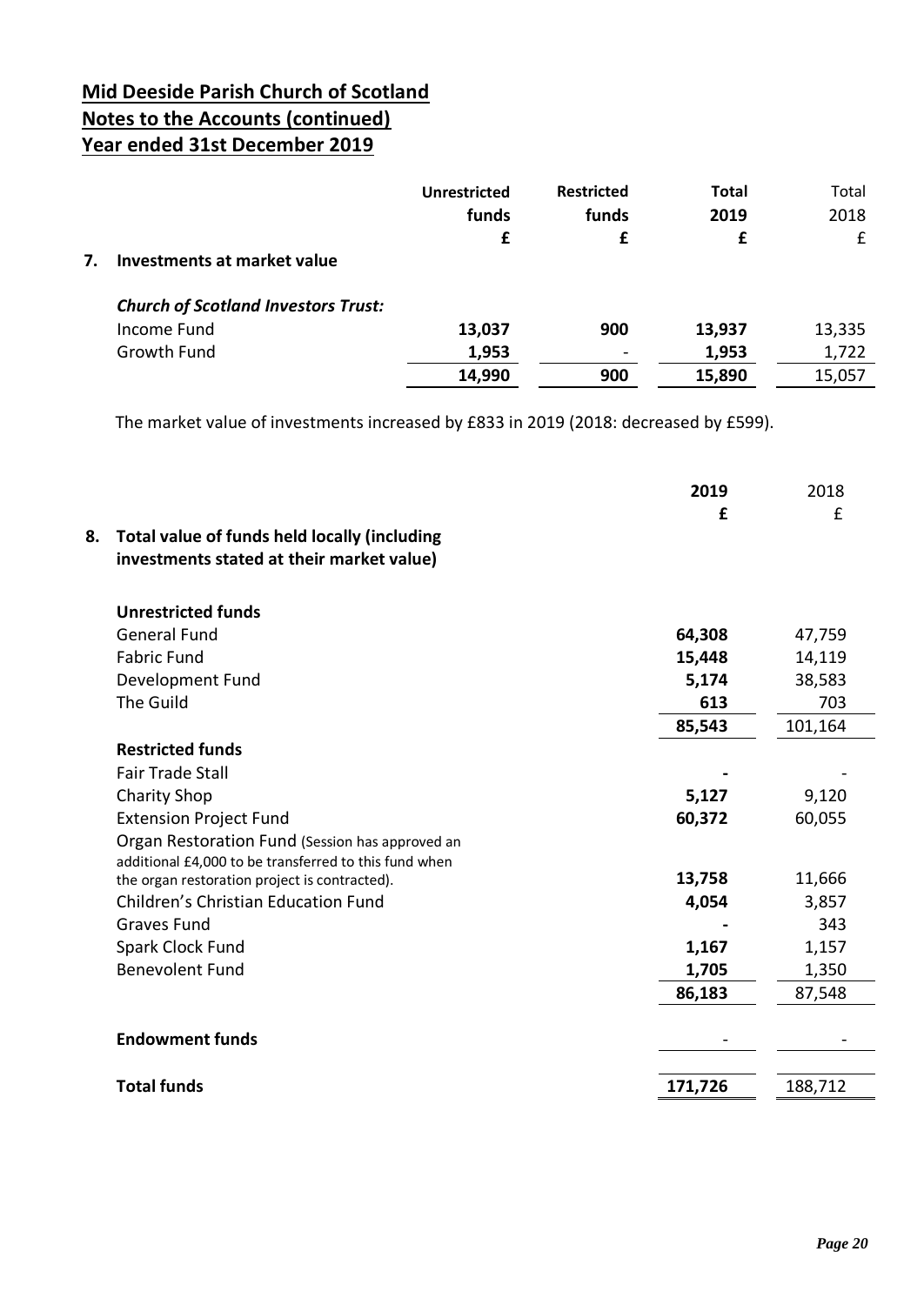# Mid Deeside Parish Church of Scotland
## Notes to the Accounts (continued)
## Year ended 31st December 2019

| | Unrestricted funds | Restricted funds | Total 2019 | Total 2018 |
|---|---|---|---|---|
| | £ | £ | £ | £ |
| **7. Investments at market value** | | | | |
| ***Church of Scotland Investors Trust:*** | | | | |
| Income Fund | **13,037** | **900** | **13,937** | 13,335 |
| Growth Fund | **1,953** | - | **1,953** | 1,722 |
| | **14,990** | **900** | **15,890** | 15,057 |

The market value of investments increased by £833 in 2019 (2018: decreased by £599).

| | 2019 | 2018 |
|---|---|---|
| | £ | £ |
| **8. Total value of funds held locally (including investments stated at their market value)** | | |
| **Unrestricted funds** | | |
| General Fund | **64,308** | 47,759 |
| Fabric Fund | **15,448** | 14,119 |
| Development Fund | **5,174** | 38,583 |
| The Guild | **613** | 703 |
| | **85,543** | 101,164 |
| **Restricted funds** | | |
| Fair Trade Stall | **-** | - |
| Charity Shop | **5,127** | 9,120 |
| Extension Project Fund | **60,372** | 60,055 |
| Organ Restoration Fund (Session has approved an additional £4,000 to be transferred to this fund when the organ restoration project is contracted). | **13,758** | 11,666 |
| Children's Christian Education Fund | **4,054** | 3,857 |
| Graves Fund | **-** | 343 |
| Spark Clock Fund | **1,167** | 1,157 |
| Benevolent Fund | **1,705** | 1,350 |
| | **86,183** | 87,548 |
| **Endowment funds** | - | - |
| **Total funds** | **171,726** | 188,712 |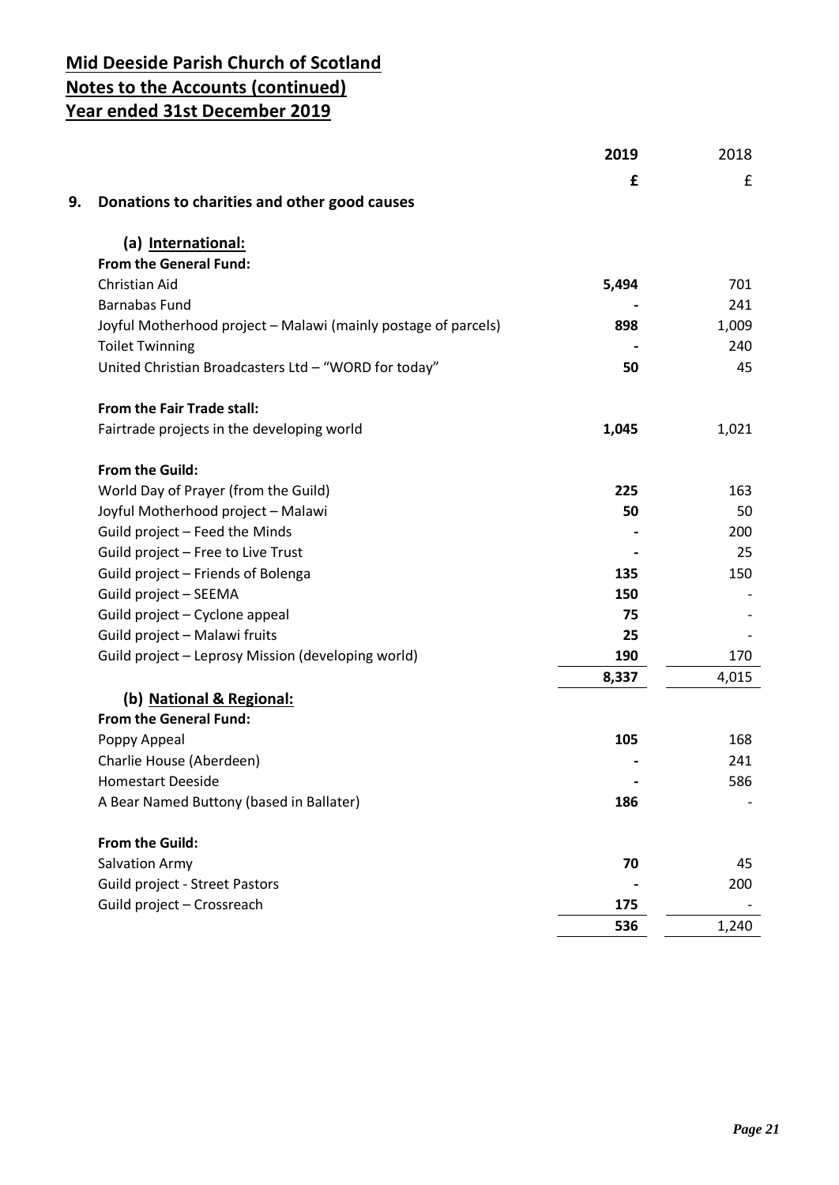# Mid Deeside Parish Church of Scotland
## Notes to the Accounts (continued)
## Year ended 31st December 2019

| | 2019 | 2018 |
|---|---|---|
| | **£** | £ |
| **9. Donations to charities and other good causes** | | |
| **(a) International:** | | |
| **From the General Fund:** | | |
| Christian Aid | **5,494** | 701 |
| Barnabas Fund | **-** | 241 |
| Joyful Motherhood project – Malawi (mainly postage of parcels) | **898** | 1,009 |
| Toilet Twinning | **-** | 240 |
| United Christian Broadcasters Ltd – "WORD for today" | **50** | 45 |
| **From the Fair Trade stall:** | | |
| Fairtrade projects in the developing world | **1,045** | 1,021 |
| **From the Guild:** | | |
| World Day of Prayer (from the Guild) | **225** | 163 |
| Joyful Motherhood project – Malawi | **50** | 50 |
| Guild project – Feed the Minds | **-** | 200 |
| Guild project – Free to Live Trust | **-** | 25 |
| Guild project – Friends of Bolenga | **135** | 150 |
| Guild project – SEEMA | **150** | - |
| Guild project – Cyclone appeal | **75** | - |
| Guild project – Malawi fruits | **25** | - |
| Guild project – Leprosy Mission (developing world) | **190** | 170 |
| | **8,337** | 4,015 |
| **(b) National & Regional:** | | |
| **From the General Fund:** | | |
| Poppy Appeal | **105** | 168 |
| Charlie House (Aberdeen) | **-** | 241 |
| Homestart Deeside | **-** | 586 |
| A Bear Named Buttony (based in Ballater) | **186** | - |
| **From the Guild:** | | |
| Salvation Army | **70** | 45 |
| Guild project - Street Pastors | **-** | 200 |
| Guild project – Crossreach | **175** | - |
| | **536** | 1,240 |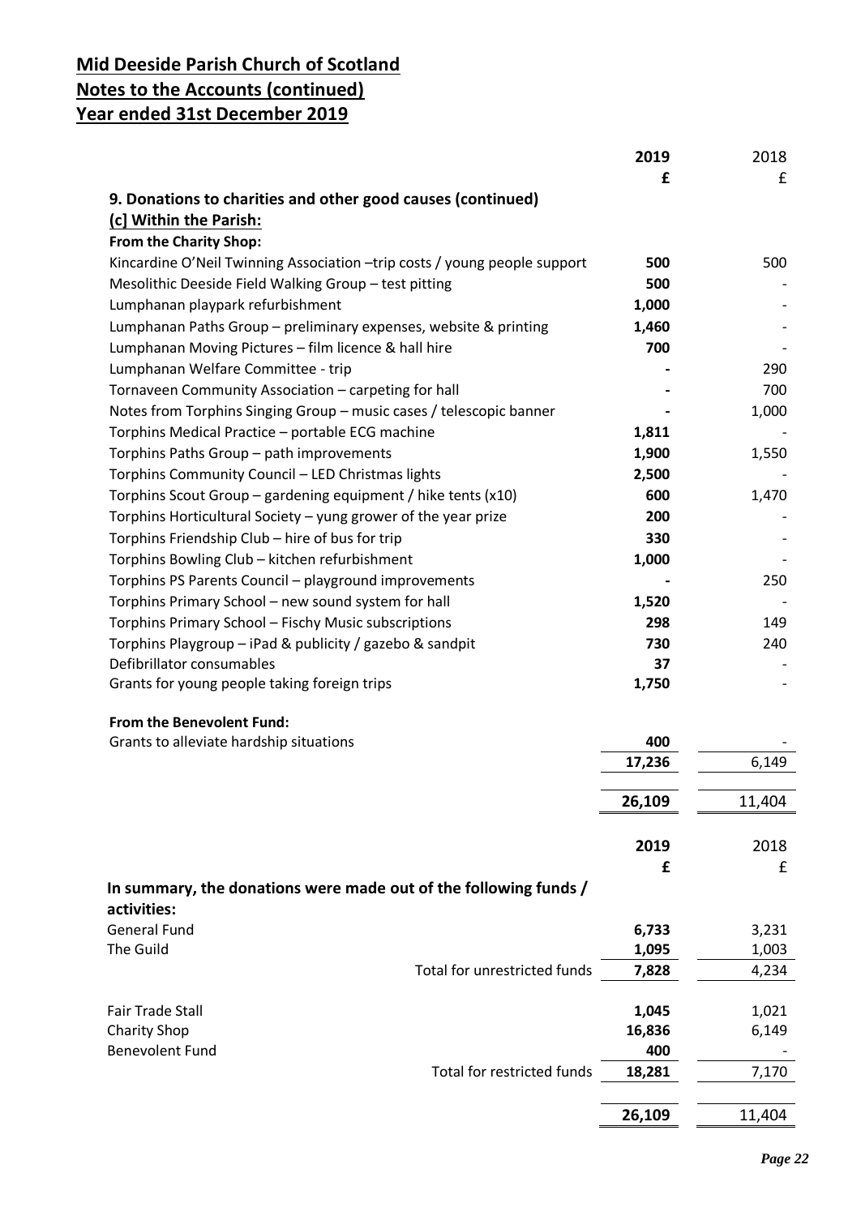# Mid Deeside Parish Church of Scotland
# Notes to the Accounts (continued)
# Year ended 31st December 2019

| | 2019 | 2018 |
|---|---|---|
| | £ | £ |
| **9. Donations to charities and other good causes (continued)** | | |
| **(c] Within the Parish:** | | |
| **From the Charity Shop:** | | |
| Kincardine O'Neil Twinning Association –trip costs / young people support | 500 | 500 |
| Mesolithic Deeside Field Walking Group – test pitting | 500 | - |
| Lumphanan playpark refurbishment | 1,000 | - |
| Lumphanan Paths Group – preliminary expenses, website & printing | 1,460 | - |
| Lumphanan Moving Pictures – film licence & hall hire | 700 | - |
| Lumphanan Welfare Committee - trip | - | 290 |
| Tornaveen Community Association – carpeting for hall | - | 700 |
| Notes from Torphins Singing Group – music cases / telescopic banner | - | 1,000 |
| Torphins Medical Practice – portable ECG machine | 1,811 | - |
| Torphins Paths Group – path improvements | 1,900 | 1,550 |
| Torphins Community Council – LED Christmas lights | 2,500 | - |
| Torphins Scout Group – gardening equipment / hike tents (x10) | 600 | 1,470 |
| Torphins Horticultural Society – yung grower of the year prize | 200 | - |
| Torphins Friendship Club – hire of bus for trip | 330 | - |
| Torphins Bowling Club – kitchen refurbishment | 1,000 | - |
| Torphins PS Parents Council – playground improvements | - | 250 |
| Torphins Primary School – new sound system for hall | 1,520 | - |
| Torphins Primary School – Fischy Music subscriptions | 298 | 149 |
| Torphins Playgroup – iPad & publicity / gazebo & sandpit | 730 | 240 |
| Defibrillator consumables | 37 | - |
| Grants for young people taking foreign trips | 1,750 | - |
| **From the Benevolent Fund:** | | |
| Grants to alleviate hardship situations | 400 | - |
| | **17,236** | 6,149 |
| | **26,109** | 11,404 |

| | 2019 | 2018 |
|---|---|---|
| | £ | £ |
| **In summary, the donations were made out of the following funds / activities:** | | |
| General Fund | 6,733 | 3,231 |
| The Guild | 1,095 | 1,003 |
| Total for unrestricted funds | **7,828** | 4,234 |
| Fair Trade Stall | 1,045 | 1,021 |
| Charity Shop | 16,836 | 6,149 |
| Benevolent Fund | 400 | - |
| Total for restricted funds | **18,281** | 7,170 |
| | **26,109** | 11,404 |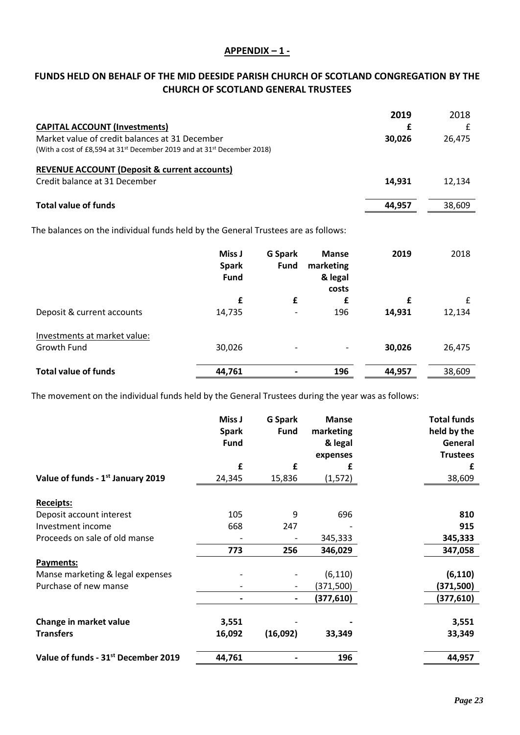## APPENDIX – 1 -

## FUNDS HELD ON BEHALF OF THE MID DEESIDE PARISH CHURCH OF SCOTLAND CONGREGATION BY THE CHURCH OF SCOTLAND GENERAL TRUSTEES

| | 2019 | 2018 |
|---|---|---|
| | £ | £ |
| **CAPITAL ACCOUNT (Investments)** | | |
| Market value of credit balances at 31 December | **30,026** | 26,475 |
| (With a cost of £8,594 at 31st December 2019 and at 31st December 2018) | | |
| **REVENUE ACCOUNT (Deposit & current accounts)** | | |
| Credit balance at 31 December | **14,931** | 12,134 |
| **Total value of funds** | **44,957** | 38,609 |

The balances on the individual funds held by the General Trustees are as follows:

| | Miss J Spark Fund | G Spark Fund | Manse marketing & legal costs | 2019 | 2018 |
|---|---|---|---|---|---|
| | £ | £ | £ | £ | £ |
| Deposit & current accounts | 14,735 | - | 196 | **14,931** | 12,134 |
| Investments at market value: | | | | | |
| Growth Fund | 30,026 | - | - | **30,026** | 26,475 |
| **Total value of funds** | **44,761** | **-** | **196** | **44,957** | 38,609 |

The movement on the individual funds held by the General Trustees during the year was as follows:

| | Miss J Spark Fund | G Spark Fund | Manse marketing & legal expenses | Total funds held by the General Trustees |
|---|---|---|---|---|
| | £ | £ | £ | £ |
| **Value of funds - 1st January 2019** | 24,345 | 15,836 | (1,572) | 38,609 |
| **Receipts:** | | | | |
| Deposit account interest | 105 | 9 | 696 | **810** |
| Investment income | 668 | 247 | - | **915** |
| Proceeds on sale of old manse | - | - | 345,333 | **345,333** |
| | **773** | **256** | **346,029** | **347,058** |
| **Payments:** | | | | |
| Manse marketing & legal expenses | - | - | (6,110) | **(6,110)** |
| Purchase of new manse | - | - | (371,500) | **(371,500)** |
| | **-** | **-** | **(377,610)** | **(377,610)** |
| **Change in market value** | **3,551** | - | **-** | **3,551** |
| **Transfers** | **16,092** | **(16,092)** | **33,349** | **33,349** |
| **Value of funds - 31st December 2019** | **44,761** | **-** | **196** | **44,957** |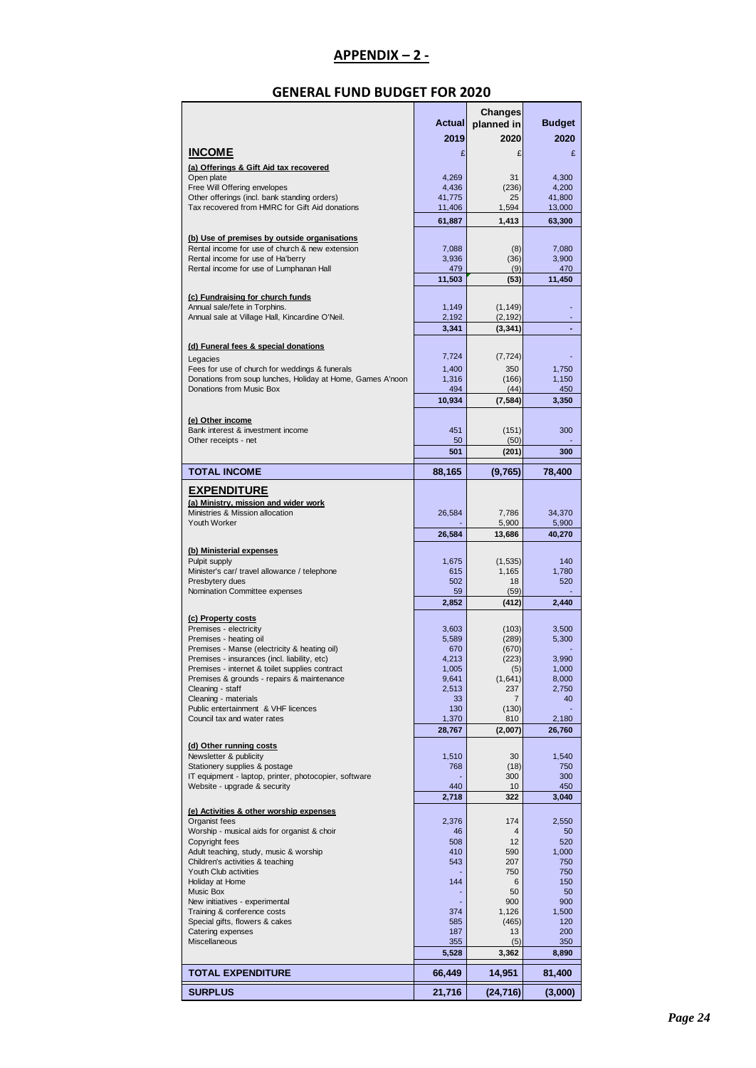## APPENDIX – 2 -

## GENERAL FUND BUDGET FOR 2020

| | Actual 2019 | Changes planned in 2020 | Budget 2020 |
|---|---|---|---|
| **INCOME** | £ | £ | £ |
| **(a) Offerings & Gift Aid tax recovered** | | | |
| Open plate | 4,269 | 31 | 4,300 |
| Free Will Offering envelopes | 4,436 | (236) | 4,200 |
| Other offerings (incl. bank standing orders) | 41,775 | 25 | 41,800 |
| Tax recovered from HMRC for Gift Aid donations | 11,406 | 1,594 | 13,000 |
| | **61,887** | **1,413** | **63,300** |
| **(b) Use of premises by outside organisations** | | | |
| Rental income for use of church & new extension | 7,088 | (8) | 7,080 |
| Rental income for use of Ha'berry | 3,936 | (36) | 3,900 |
| Rental income for use of Lumphanan Hall | 479 | (9) | 470 |
| | **11,503** | **(53)** | **11,450** |
| **(c) Fundraising for church funds** | | | |
| Annual sale/fete in Torphins. | 1,149 | (1,149) | - |
| Annual sale at Village Hall, Kincardine O'Neil. | 2,192 | (2,192) | - |
| | **3,341** | **(3,341)** | **-** |
| **(d) Funeral fees & special donations** | | | |
| Legacies | 7,724 | (7,724) | - |
| Fees for use of church for weddings & funerals | 1,400 | 350 | 1,750 |
| Donations from soup lunches, Holiday at Home, Games A'noon | 1,316 | (166) | 1,150 |
| Donations from Music Box | 494 | (44) | 450 |
| | **10,934** | **(7,584)** | **3,350** |
| **(e) Other income** | | | |
| Bank interest & investment income | 451 | (151) | 300 |
| Other receipts - net | 50 | (50) | - |
| | **501** | **(201)** | **300** |
| **TOTAL INCOME** | **88,165** | **(9,765)** | **78,400** |
| **EXPENDITURE** | | | |
| **(a) Ministry, mission and wider work** | | | |
| Ministries & Mission allocation | 26,584 | 7,786 | 34,370 |
| Youth Worker | - | 5,900 | 5,900 |
| | **26,584** | **13,686** | **40,270** |
| **(b) Ministerial expenses** | | | |
| Pulpit supply | 1,675 | (1,535) | 140 |
| Minister's car/ travel allowance / telephone | 615 | 1,165 | 1,780 |
| Presbytery dues | 502 | 18 | 520 |
| Nomination Committee expenses | 59 | (59) | - |
| | **2,852** | **(412)** | **2,440** |
| **(c) Property costs** | | | |
| Premises - electricity | 3,603 | (103) | 3,500 |
| Premises - heating oil | 5,589 | (289) | 5,300 |
| Premises - Manse (electricity & heating oil) | 670 | (670) | - |
| Premises - insurances (incl. liability, etc) | 4,213 | (223) | 3,990 |
| Premises - internet & toilet supplies contract | 1,005 | (5) | 1,000 |
| Premises & grounds - repairs & maintenance | 9,641 | (1,641) | 8,000 |
| Cleaning - staff | 2,513 | 237 | 2,750 |
| Cleaning - materials | 33 | 7 | 40 |
| Public entertainment & VHF licences | 130 | (130) | - |
| Council tax and water rates | 1,370 | 810 | 2,180 |
| | **28,767** | **(2,007)** | **26,760** |
| **(d) Other running costs** | | | |
| Newsletter & publicity | 1,510 | 30 | 1,540 |
| Stationery supplies & postage | 768 | (18) | 750 |
| IT equipment - laptop, printer, photocopier, software | - | 300 | 300 |
| Website - upgrade & security | 440 | 10 | 450 |
| | **2,718** | **322** | **3,040** |
| **(e) Activities & other worship expenses** | | | |
| Organist fees | 2,376 | 174 | 2,550 |
| Worship - musical aids for organist & choir | 46 | 4 | 50 |
| Copyright fees | 508 | 12 | 520 |
| Adult teaching, study, music & worship | 410 | 590 | 1,000 |
| Children's activities & teaching | 543 | 207 | 750 |
| Youth Club activities | - | 750 | 750 |
| Holiday at Home | 144 | 6 | 150 |
| Music Box | - | 50 | 50 |
| New initiatives - experimental | - | 900 | 900 |
| Training & conference costs | 374 | 1,126 | 1,500 |
| Special gifts, flowers & cakes | 585 | (465) | 120 |
| Catering expenses | 187 | 13 | 200 |
| Miscellaneous | 355 | (5) | 350 |
| | **5,528** | **3,362** | **8,890** |
| **TOTAL EXPENDITURE** | **66,449** | **14,951** | **81,400** |
| **SURPLUS** | **21,716** | **(24,716)** | **(3,000)** |